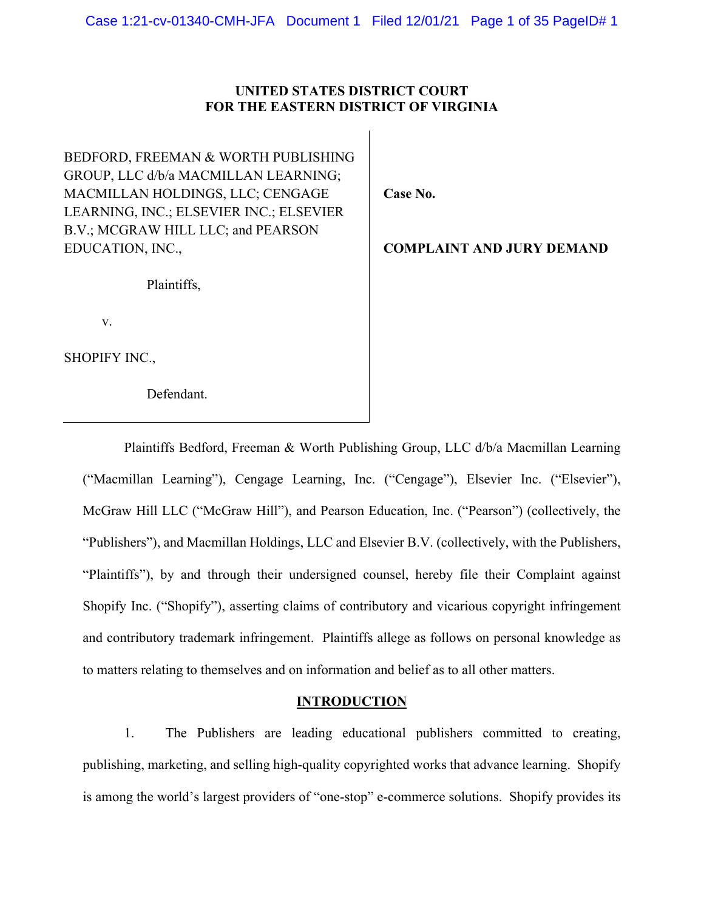**UNITED STATES DISTRICT COURT**
**FOR THE EASTERN DISTRICT OF VIRGINIA**

| | |
|---|---|
| BEDFORD, FREEMAN & WORTH PUBLISHING GROUP, LLC d/b/a MACMILLAN LEARNING; MACMILLAN HOLDINGS, LLC; CENGAGE LEARNING, INC.; ELSEVIER INC.; ELSEVIER B.V.; MCGRAW HILL LLC; and PEARSON EDUCATION, INC.,<br><br>Plaintiffs,<br><br>v.<br><br>SHOPIFY INC.,<br><br>Defendant. | **Case No.**<br><br>**COMPLAINT AND JURY DEMAND** |

Plaintiffs Bedford, Freeman & Worth Publishing Group, LLC d/b/a Macmillan Learning ("Macmillan Learning"), Cengage Learning, Inc. ("Cengage"), Elsevier Inc. ("Elsevier"), McGraw Hill LLC ("McGraw Hill"), and Pearson Education, Inc. ("Pearson") (collectively, the "Publishers"), and Macmillan Holdings, LLC and Elsevier B.V. (collectively, with the Publishers, "Plaintiffs"), by and through their undersigned counsel, hereby file their Complaint against Shopify Inc. ("Shopify"), asserting claims of contributory and vicarious copyright infringement and contributory trademark infringement. Plaintiffs allege as follows on personal knowledge as to matters relating to themselves and on information and belief as to all other matters.

## INTRODUCTION

1. The Publishers are leading educational publishers committed to creating, publishing, marketing, and selling high-quality copyrighted works that advance learning. Shopify is among the world's largest providers of "one-stop" e-commerce solutions. Shopify provides its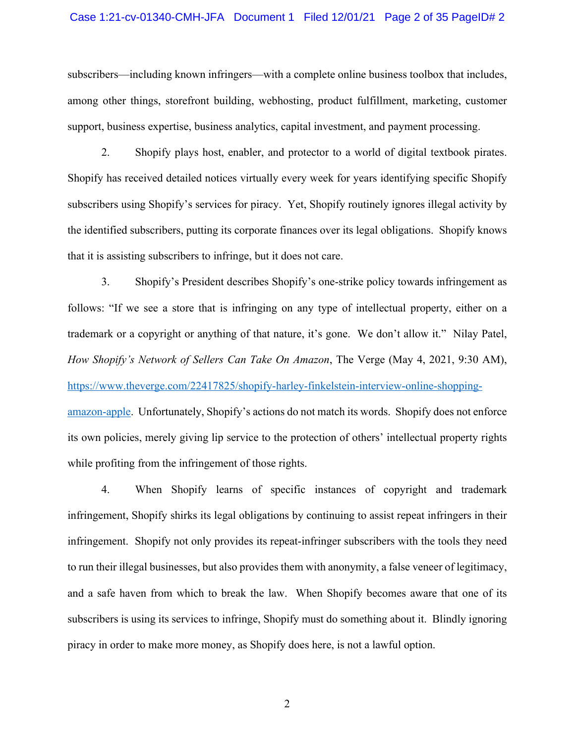subscribers—including known infringers—with a complete online business toolbox that includes, among other things, storefront building, webhosting, product fulfillment, marketing, customer support, business expertise, business analytics, capital investment, and payment processing.

2. Shopify plays host, enabler, and protector to a world of digital textbook pirates. Shopify has received detailed notices virtually every week for years identifying specific Shopify subscribers using Shopify's services for piracy. Yet, Shopify routinely ignores illegal activity by the identified subscribers, putting its corporate finances over its legal obligations. Shopify knows that it is assisting subscribers to infringe, but it does not care.

3. Shopify's President describes Shopify's one-strike policy towards infringement as follows: "If we see a store that is infringing on any type of intellectual property, either on a trademark or a copyright or anything of that nature, it's gone. We don't allow it." Nilay Patel, *How Shopify's Network of Sellers Can Take On Amazon*, The Verge (May 4, 2021, 9:30 AM), [https://www.theverge.com/22417825/shopify-harley-finkelstein-interview-online-shopping-amazon-apple](https://www.theverge.com/22417825/shopify-harley-finkelstein-interview-online-shopping-amazon-apple). Unfortunately, Shopify's actions do not match its words. Shopify does not enforce its own policies, merely giving lip service to the protection of others' intellectual property rights while profiting from the infringement of those rights.

4. When Shopify learns of specific instances of copyright and trademark infringement, Shopify shirks its legal obligations by continuing to assist repeat infringers in their infringement. Shopify not only provides its repeat-infringer subscribers with the tools they need to run their illegal businesses, but also provides them with anonymity, a false veneer of legitimacy, and a safe haven from which to break the law. When Shopify becomes aware that one of its subscribers is using its services to infringe, Shopify must do something about it. Blindly ignoring piracy in order to make more money, as Shopify does here, is not a lawful option.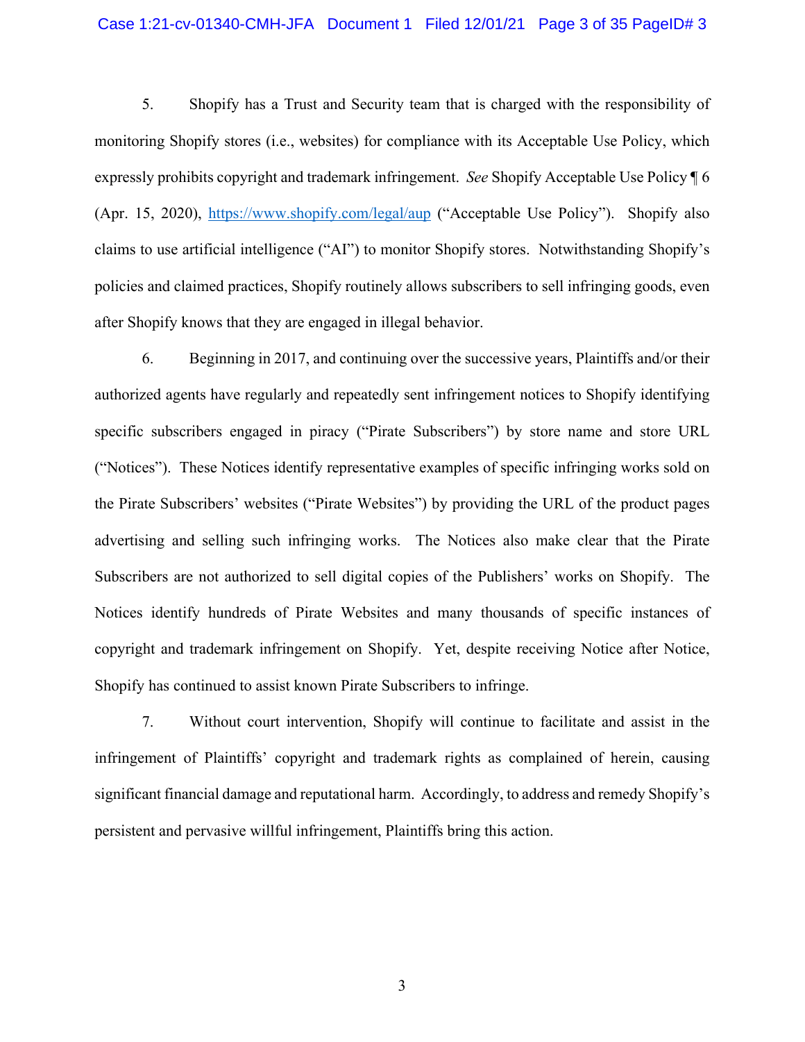5. Shopify has a Trust and Security team that is charged with the responsibility of monitoring Shopify stores (i.e., websites) for compliance with its Acceptable Use Policy, which expressly prohibits copyright and trademark infringement. *See* Shopify Acceptable Use Policy ¶ 6 (Apr. 15, 2020), https://www.shopify.com/legal/aup ("Acceptable Use Policy"). Shopify also claims to use artificial intelligence ("AI") to monitor Shopify stores. Notwithstanding Shopify's policies and claimed practices, Shopify routinely allows subscribers to sell infringing goods, even after Shopify knows that they are engaged in illegal behavior.

6. Beginning in 2017, and continuing over the successive years, Plaintiffs and/or their authorized agents have regularly and repeatedly sent infringement notices to Shopify identifying specific subscribers engaged in piracy ("Pirate Subscribers") by store name and store URL ("Notices"). These Notices identify representative examples of specific infringing works sold on the Pirate Subscribers' websites ("Pirate Websites") by providing the URL of the product pages advertising and selling such infringing works. The Notices also make clear that the Pirate Subscribers are not authorized to sell digital copies of the Publishers' works on Shopify. The Notices identify hundreds of Pirate Websites and many thousands of specific instances of copyright and trademark infringement on Shopify. Yet, despite receiving Notice after Notice, Shopify has continued to assist known Pirate Subscribers to infringe.

7. Without court intervention, Shopify will continue to facilitate and assist in the infringement of Plaintiffs' copyright and trademark rights as complained of herein, causing significant financial damage and reputational harm. Accordingly, to address and remedy Shopify's persistent and pervasive willful infringement, Plaintiffs bring this action.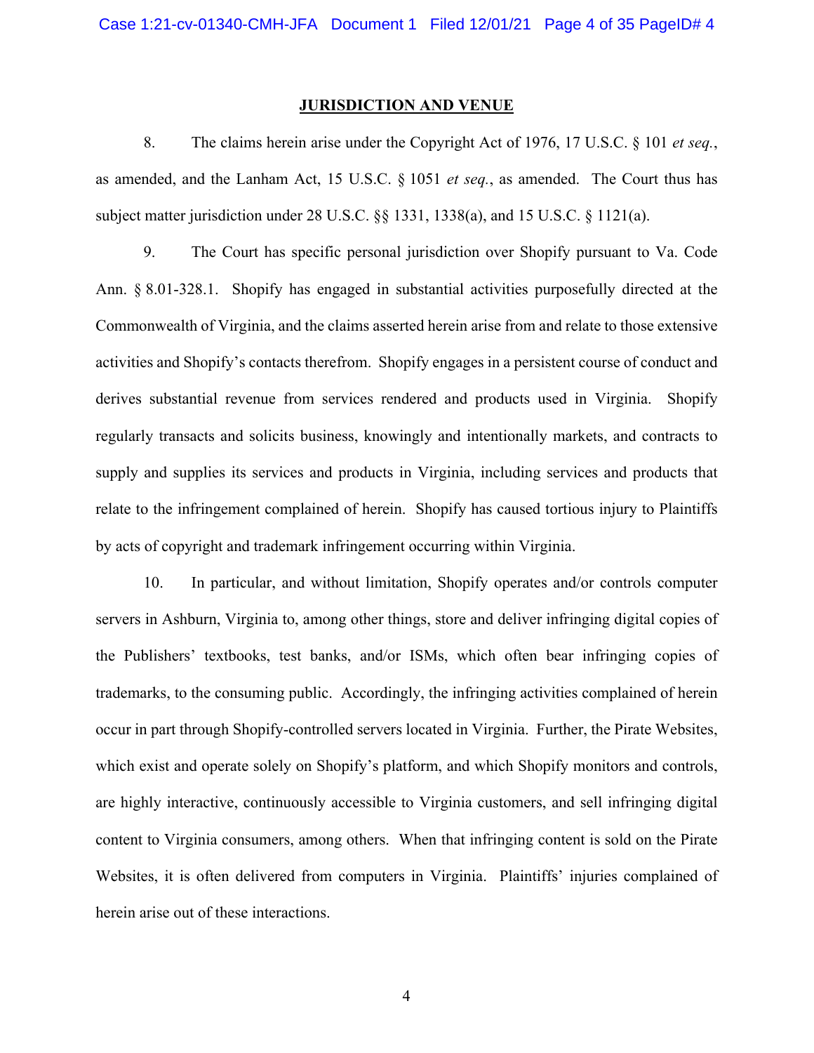## JURISDICTION AND VENUE

8. The claims herein arise under the Copyright Act of 1976, 17 U.S.C. § 101 *et seq.*, as amended, and the Lanham Act, 15 U.S.C. § 1051 *et seq.*, as amended. The Court thus has subject matter jurisdiction under 28 U.S.C. §§ 1331, 1338(a), and 15 U.S.C. § 1121(a).

9. The Court has specific personal jurisdiction over Shopify pursuant to Va. Code Ann. § 8.01-328.1. Shopify has engaged in substantial activities purposefully directed at the Commonwealth of Virginia, and the claims asserted herein arise from and relate to those extensive activities and Shopify's contacts therefrom. Shopify engages in a persistent course of conduct and derives substantial revenue from services rendered and products used in Virginia. Shopify regularly transacts and solicits business, knowingly and intentionally markets, and contracts to supply and supplies its services and products in Virginia, including services and products that relate to the infringement complained of herein. Shopify has caused tortious injury to Plaintiffs by acts of copyright and trademark infringement occurring within Virginia.

10. In particular, and without limitation, Shopify operates and/or controls computer servers in Ashburn, Virginia to, among other things, store and deliver infringing digital copies of the Publishers' textbooks, test banks, and/or ISMs, which often bear infringing copies of trademarks, to the consuming public. Accordingly, the infringing activities complained of herein occur in part through Shopify-controlled servers located in Virginia. Further, the Pirate Websites, which exist and operate solely on Shopify's platform, and which Shopify monitors and controls, are highly interactive, continuously accessible to Virginia customers, and sell infringing digital content to Virginia consumers, among others. When that infringing content is sold on the Pirate Websites, it is often delivered from computers in Virginia. Plaintiffs' injuries complained of herein arise out of these interactions.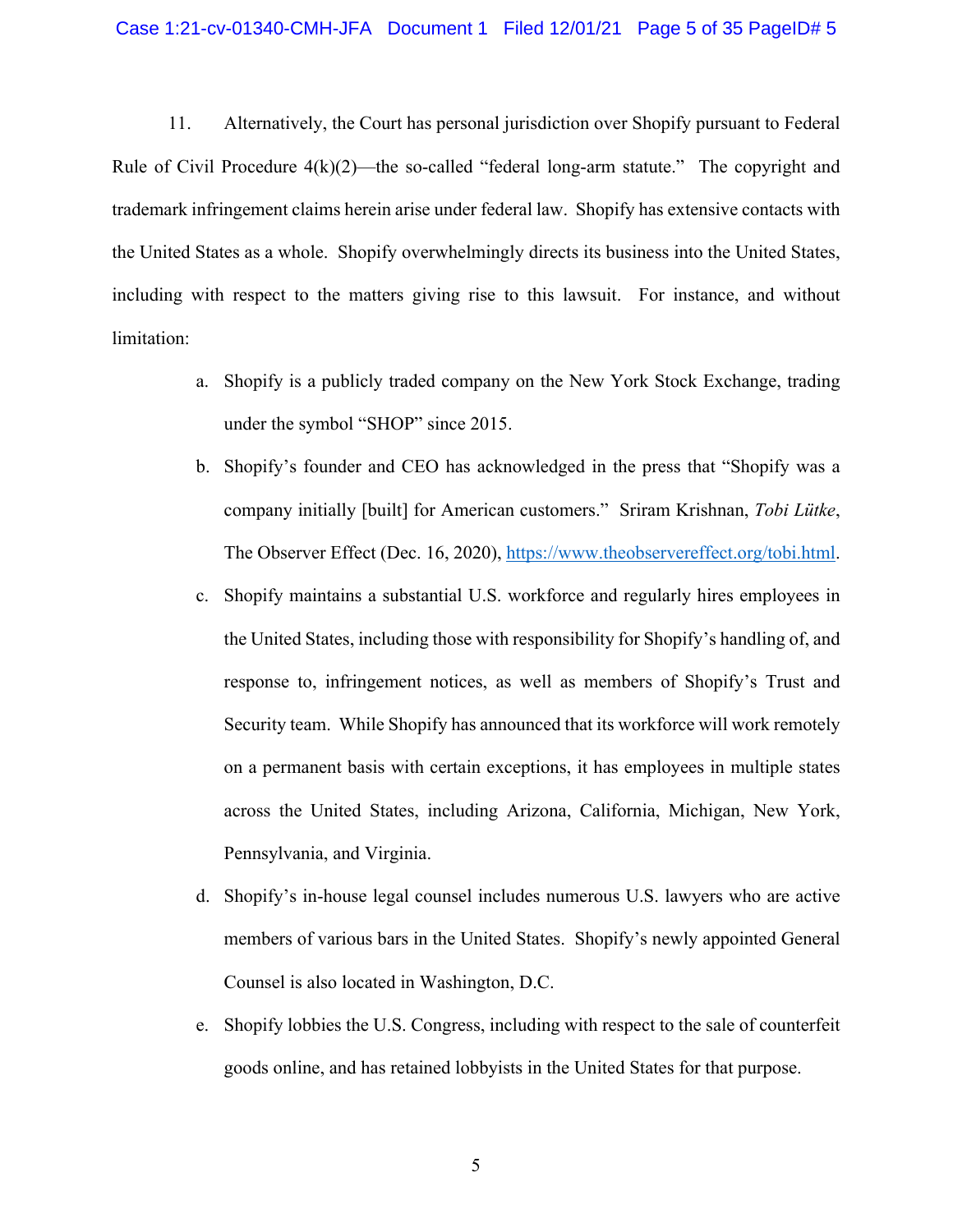11. Alternatively, the Court has personal jurisdiction over Shopify pursuant to Federal Rule of Civil Procedure 4(k)(2)—the so-called "federal long-arm statute." The copyright and trademark infringement claims herein arise under federal law. Shopify has extensive contacts with the United States as a whole. Shopify overwhelmingly directs its business into the United States, including with respect to the matters giving rise to this lawsuit. For instance, and without limitation:

a. Shopify is a publicly traded company on the New York Stock Exchange, trading under the symbol "SHOP" since 2015.

b. Shopify's founder and CEO has acknowledged in the press that "Shopify was a company initially [built] for American customers." Sriram Krishnan, *Tobi Lütke*, The Observer Effect (Dec. 16, 2020), https://www.theobservereffect.org/tobi.html.

c. Shopify maintains a substantial U.S. workforce and regularly hires employees in the United States, including those with responsibility for Shopify's handling of, and response to, infringement notices, as well as members of Shopify's Trust and Security team. While Shopify has announced that its workforce will work remotely on a permanent basis with certain exceptions, it has employees in multiple states across the United States, including Arizona, California, Michigan, New York, Pennsylvania, and Virginia.

d. Shopify's in-house legal counsel includes numerous U.S. lawyers who are active members of various bars in the United States. Shopify's newly appointed General Counsel is also located in Washington, D.C.

e. Shopify lobbies the U.S. Congress, including with respect to the sale of counterfeit goods online, and has retained lobbyists in the United States for that purpose.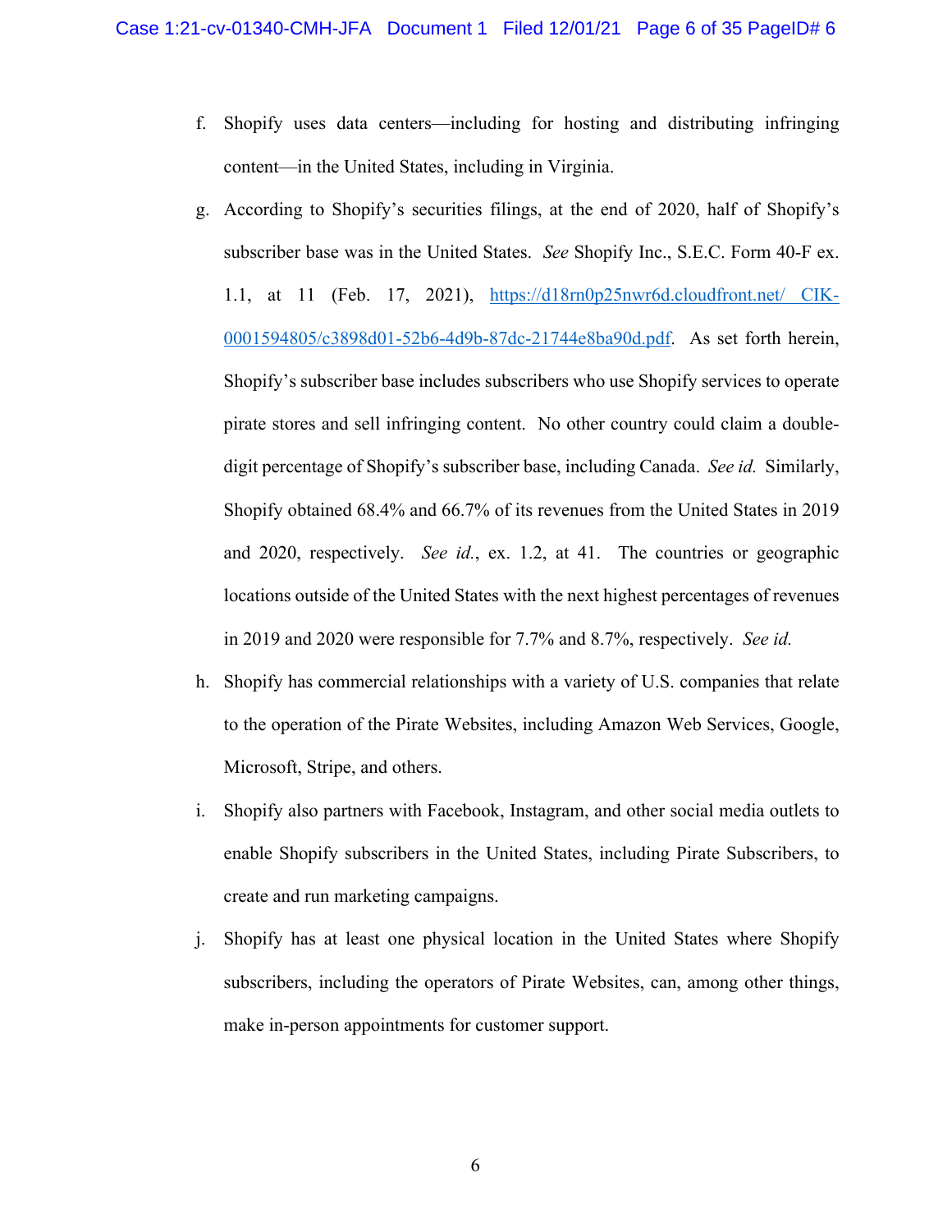f. Shopify uses data centers—including for hosting and distributing infringing content—in the United States, including in Virginia.

g. According to Shopify's securities filings, at the end of 2020, half of Shopify's subscriber base was in the United States. *See* Shopify Inc., S.E.C. Form 40-F ex. 1.1, at 11 (Feb. 17, 2021), https://d18rn0p25nwr6d.cloudfront.net/ CIK-0001594805/c3898d01-52b6-4d9b-87dc-21744e8ba90d.pdf. As set forth herein, Shopify's subscriber base includes subscribers who use Shopify services to operate pirate stores and sell infringing content. No other country could claim a double-digit percentage of Shopify's subscriber base, including Canada. *See id.* Similarly, Shopify obtained 68.4% and 66.7% of its revenues from the United States in 2019 and 2020, respectively. *See id.*, ex. 1.2, at 41. The countries or geographic locations outside of the United States with the next highest percentages of revenues in 2019 and 2020 were responsible for 7.7% and 8.7%, respectively. *See id.*

h. Shopify has commercial relationships with a variety of U.S. companies that relate to the operation of the Pirate Websites, including Amazon Web Services, Google, Microsoft, Stripe, and others.

i. Shopify also partners with Facebook, Instagram, and other social media outlets to enable Shopify subscribers in the United States, including Pirate Subscribers, to create and run marketing campaigns.

j. Shopify has at least one physical location in the United States where Shopify subscribers, including the operators of Pirate Websites, can, among other things, make in-person appointments for customer support.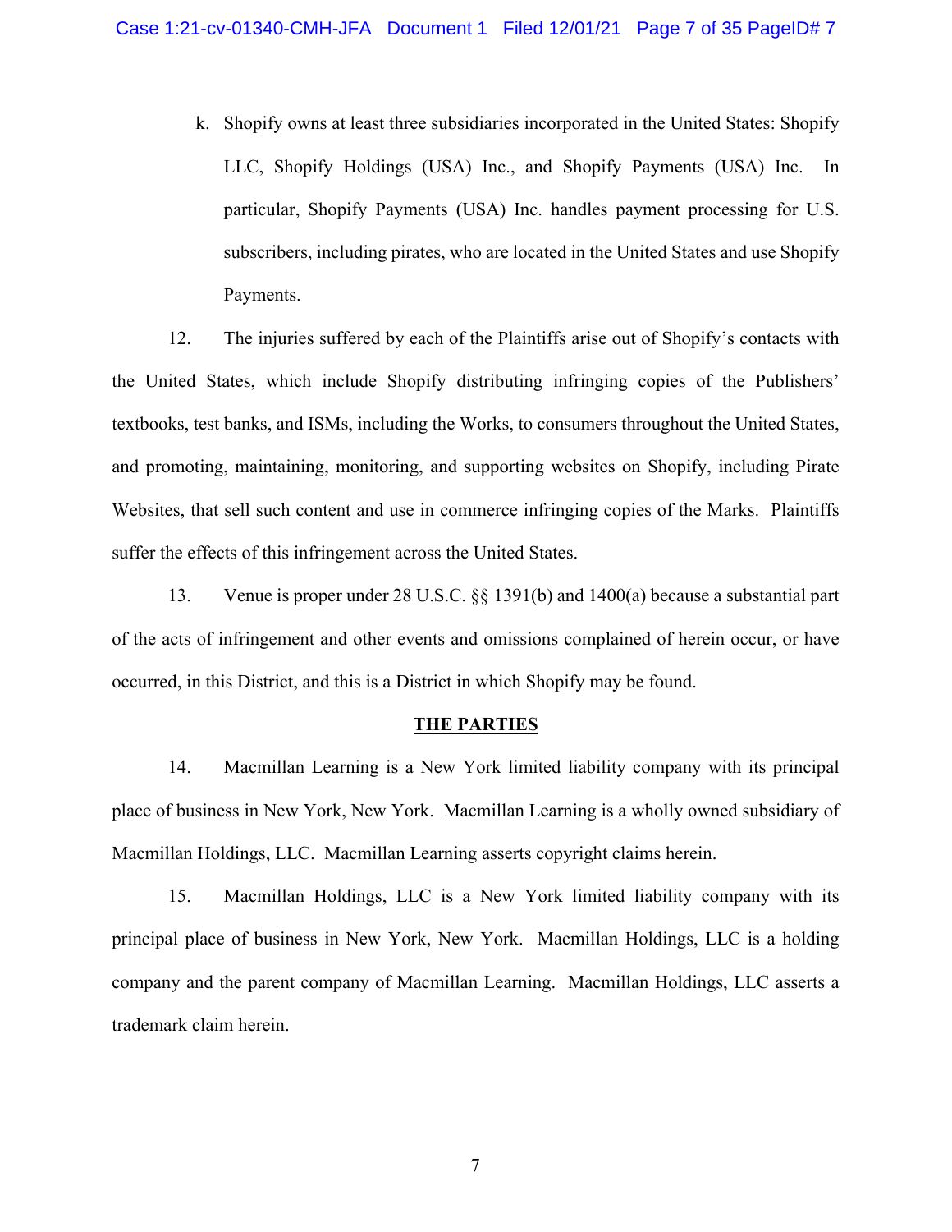k. Shopify owns at least three subsidiaries incorporated in the United States: Shopify LLC, Shopify Holdings (USA) Inc., and Shopify Payments (USA) Inc. In particular, Shopify Payments (USA) Inc. handles payment processing for U.S. subscribers, including pirates, who are located in the United States and use Shopify Payments.

12. The injuries suffered by each of the Plaintiffs arise out of Shopify's contacts with the United States, which include Shopify distributing infringing copies of the Publishers' textbooks, test banks, and ISMs, including the Works, to consumers throughout the United States, and promoting, maintaining, monitoring, and supporting websites on Shopify, including Pirate Websites, that sell such content and use in commerce infringing copies of the Marks. Plaintiffs suffer the effects of this infringement across the United States.

13. Venue is proper under 28 U.S.C. §§ 1391(b) and 1400(a) because a substantial part of the acts of infringement and other events and omissions complained of herein occur, or have occurred, in this District, and this is a District in which Shopify may be found.

## THE PARTIES

14. Macmillan Learning is a New York limited liability company with its principal place of business in New York, New York. Macmillan Learning is a wholly owned subsidiary of Macmillan Holdings, LLC. Macmillan Learning asserts copyright claims herein.

15. Macmillan Holdings, LLC is a New York limited liability company with its principal place of business in New York, New York. Macmillan Holdings, LLC is a holding company and the parent company of Macmillan Learning. Macmillan Holdings, LLC asserts a trademark claim herein.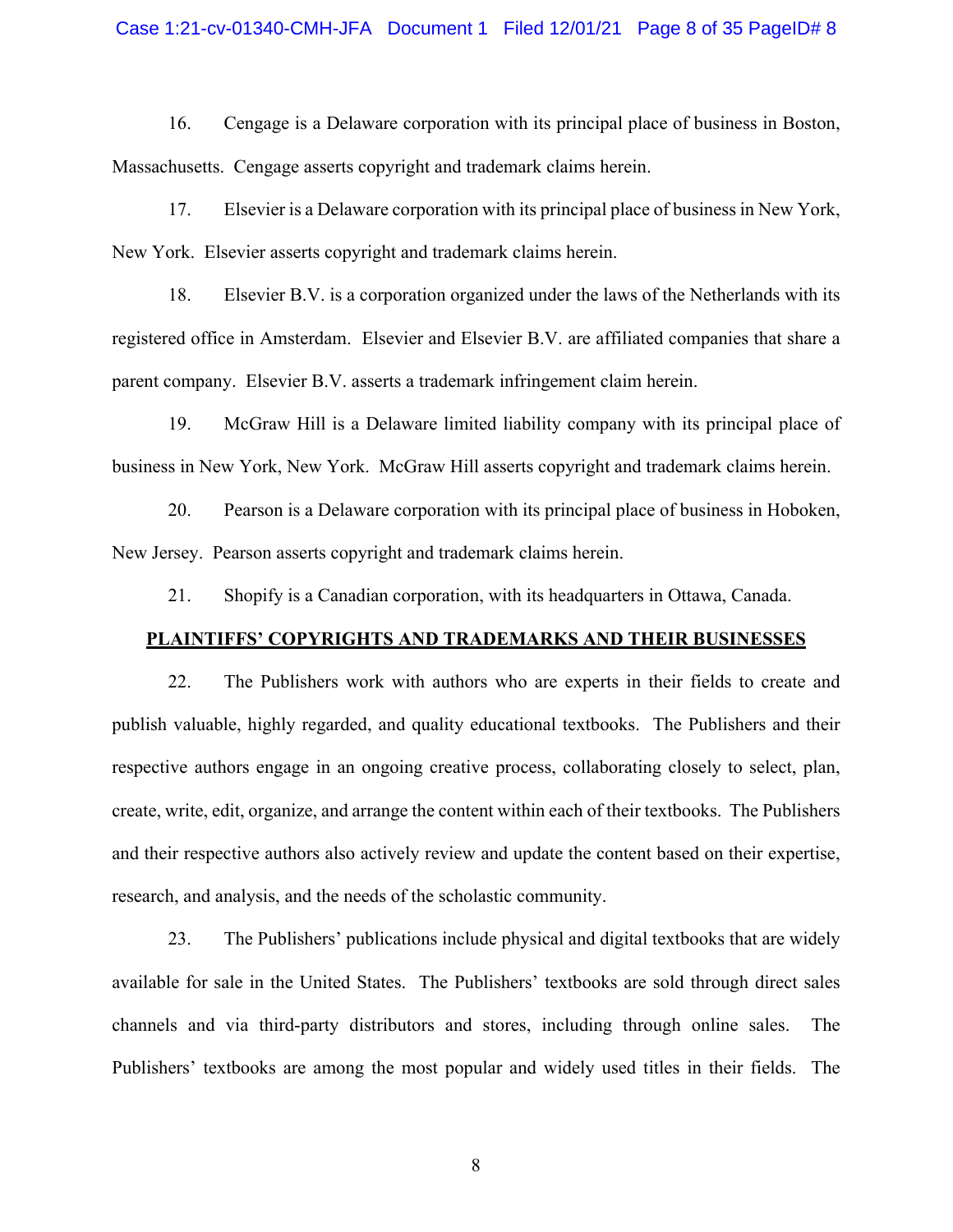16. Cengage is a Delaware corporation with its principal place of business in Boston, Massachusetts. Cengage asserts copyright and trademark claims herein.

17. Elsevier is a Delaware corporation with its principal place of business in New York, New York. Elsevier asserts copyright and trademark claims herein.

18. Elsevier B.V. is a corporation organized under the laws of the Netherlands with its registered office in Amsterdam. Elsevier and Elsevier B.V. are affiliated companies that share a parent company. Elsevier B.V. asserts a trademark infringement claim herein.

19. McGraw Hill is a Delaware limited liability company with its principal place of business in New York, New York. McGraw Hill asserts copyright and trademark claims herein.

20. Pearson is a Delaware corporation with its principal place of business in Hoboken, New Jersey. Pearson asserts copyright and trademark claims herein.

21. Shopify is a Canadian corporation, with its headquarters in Ottawa, Canada.

## PLAINTIFFS' COPYRIGHTS AND TRADEMARKS AND THEIR BUSINESSES

22. The Publishers work with authors who are experts in their fields to create and publish valuable, highly regarded, and quality educational textbooks. The Publishers and their respective authors engage in an ongoing creative process, collaborating closely to select, plan, create, write, edit, organize, and arrange the content within each of their textbooks. The Publishers and their respective authors also actively review and update the content based on their expertise, research, and analysis, and the needs of the scholastic community.

23. The Publishers' publications include physical and digital textbooks that are widely available for sale in the United States. The Publishers' textbooks are sold through direct sales channels and via third-party distributors and stores, including through online sales. The Publishers' textbooks are among the most popular and widely used titles in their fields. The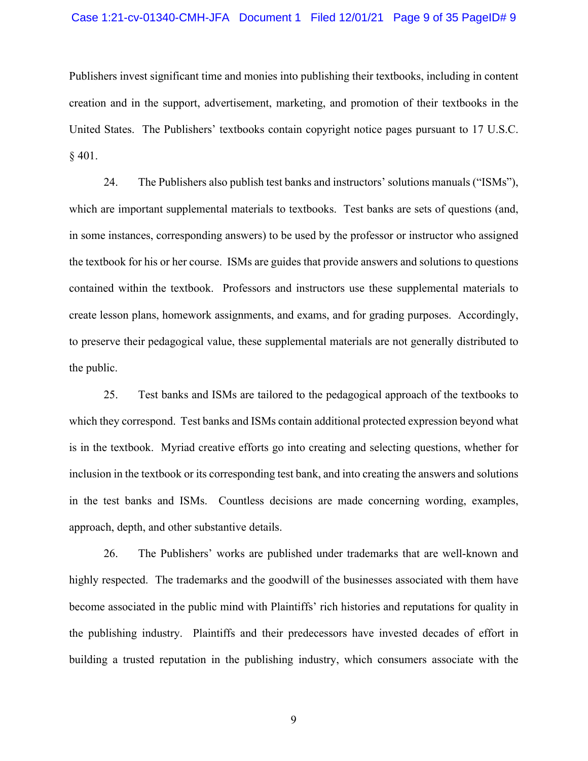Publishers invest significant time and monies into publishing their textbooks, including in content creation and in the support, advertisement, marketing, and promotion of their textbooks in the United States. The Publishers' textbooks contain copyright notice pages pursuant to 17 U.S.C. § 401.

24. The Publishers also publish test banks and instructors' solutions manuals ("ISMs"), which are important supplemental materials to textbooks. Test banks are sets of questions (and, in some instances, corresponding answers) to be used by the professor or instructor who assigned the textbook for his or her course. ISMs are guides that provide answers and solutions to questions contained within the textbook. Professors and instructors use these supplemental materials to create lesson plans, homework assignments, and exams, and for grading purposes. Accordingly, to preserve their pedagogical value, these supplemental materials are not generally distributed to the public.

25. Test banks and ISMs are tailored to the pedagogical approach of the textbooks to which they correspond. Test banks and ISMs contain additional protected expression beyond what is in the textbook. Myriad creative efforts go into creating and selecting questions, whether for inclusion in the textbook or its corresponding test bank, and into creating the answers and solutions in the test banks and ISMs. Countless decisions are made concerning wording, examples, approach, depth, and other substantive details.

26. The Publishers' works are published under trademarks that are well-known and highly respected. The trademarks and the goodwill of the businesses associated with them have become associated in the public mind with Plaintiffs' rich histories and reputations for quality in the publishing industry. Plaintiffs and their predecessors have invested decades of effort in building a trusted reputation in the publishing industry, which consumers associate with the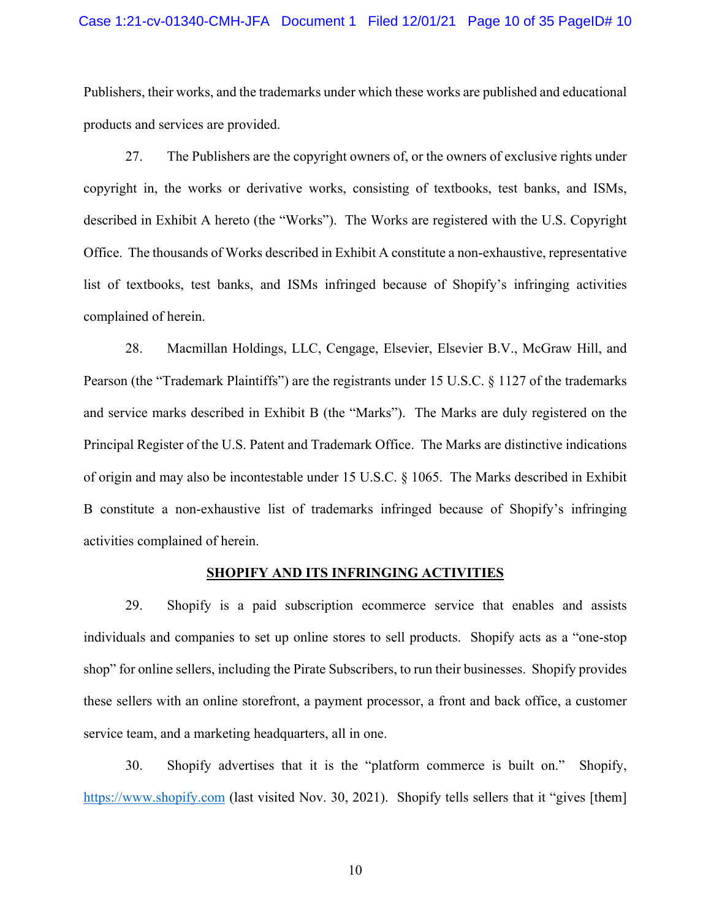Publishers, their works, and the trademarks under which these works are published and educational products and services are provided.

27. The Publishers are the copyright owners of, or the owners of exclusive rights under copyright in, the works or derivative works, consisting of textbooks, test banks, and ISMs, described in Exhibit A hereto (the "Works"). The Works are registered with the U.S. Copyright Office. The thousands of Works described in Exhibit A constitute a non-exhaustive, representative list of textbooks, test banks, and ISMs infringed because of Shopify's infringing activities complained of herein.

28. Macmillan Holdings, LLC, Cengage, Elsevier, Elsevier B.V., McGraw Hill, and Pearson (the "Trademark Plaintiffs") are the registrants under 15 U.S.C. § 1127 of the trademarks and service marks described in Exhibit B (the "Marks"). The Marks are duly registered on the Principal Register of the U.S. Patent and Trademark Office. The Marks are distinctive indications of origin and may also be incontestable under 15 U.S.C. § 1065. The Marks described in Exhibit B constitute a non-exhaustive list of trademarks infringed because of Shopify's infringing activities complained of herein.

## SHOPIFY AND ITS INFRINGING ACTIVITIES

29. Shopify is a paid subscription ecommerce service that enables and assists individuals and companies to set up online stores to sell products. Shopify acts as a "one-stop shop" for online sellers, including the Pirate Subscribers, to run their businesses. Shopify provides these sellers with an online storefront, a payment processor, a front and back office, a customer service team, and a marketing headquarters, all in one.

30. Shopify advertises that it is the "platform commerce is built on." Shopify, https://www.shopify.com (last visited Nov. 30, 2021). Shopify tells sellers that it "gives [them]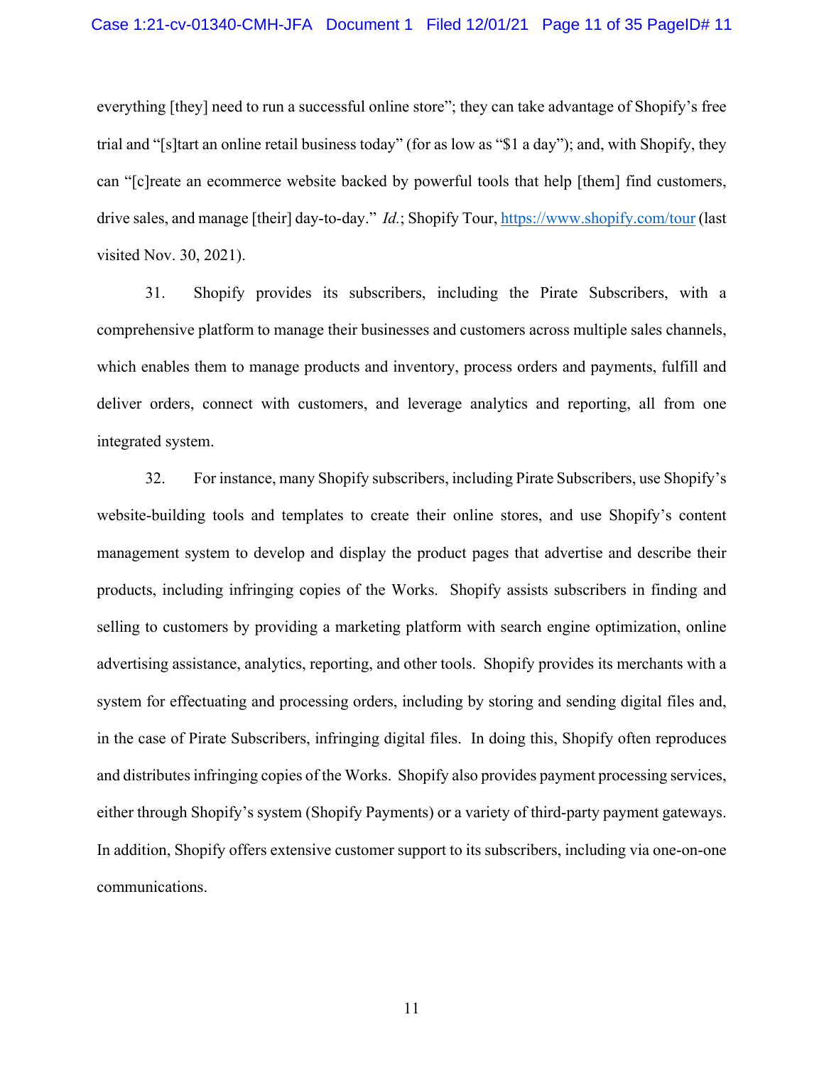everything [they] need to run a successful online store"; they can take advantage of Shopify's free trial and "[s]tart an online retail business today" (for as low as "$1 a day"); and, with Shopify, they can "[c]reate an ecommerce website backed by powerful tools that help [them] find customers, drive sales, and manage [their] day-to-day." *Id.*; Shopify Tour, https://www.shopify.com/tour (last visited Nov. 30, 2021).

31. Shopify provides its subscribers, including the Pirate Subscribers, with a comprehensive platform to manage their businesses and customers across multiple sales channels, which enables them to manage products and inventory, process orders and payments, fulfill and deliver orders, connect with customers, and leverage analytics and reporting, all from one integrated system.

32. For instance, many Shopify subscribers, including Pirate Subscribers, use Shopify's website-building tools and templates to create their online stores, and use Shopify's content management system to develop and display the product pages that advertise and describe their products, including infringing copies of the Works. Shopify assists subscribers in finding and selling to customers by providing a marketing platform with search engine optimization, online advertising assistance, analytics, reporting, and other tools. Shopify provides its merchants with a system for effectuating and processing orders, including by storing and sending digital files and, in the case of Pirate Subscribers, infringing digital files. In doing this, Shopify often reproduces and distributes infringing copies of the Works. Shopify also provides payment processing services, either through Shopify's system (Shopify Payments) or a variety of third-party payment gateways. In addition, Shopify offers extensive customer support to its subscribers, including via one-on-one communications.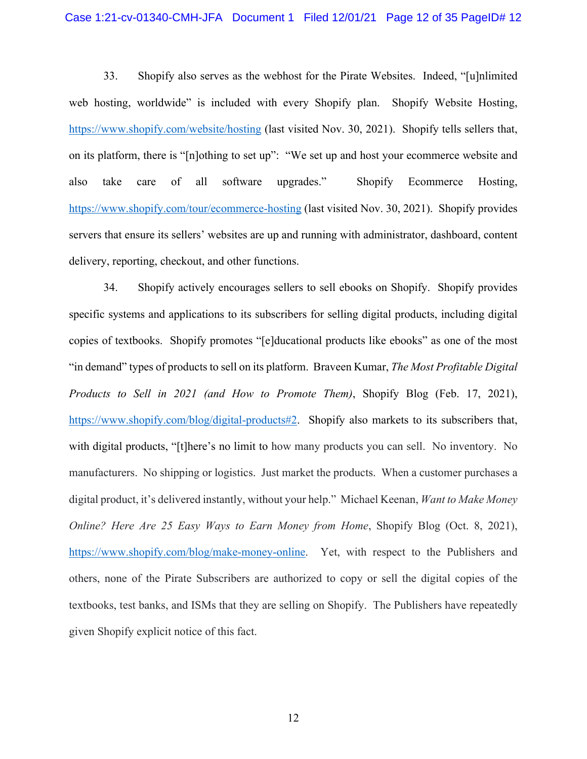33. Shopify also serves as the webhost for the Pirate Websites. Indeed, "[u]nlimited web hosting, worldwide" is included with every Shopify plan. Shopify Website Hosting, https://www.shopify.com/website/hosting (last visited Nov. 30, 2021). Shopify tells sellers that, on its platform, there is "[n]othing to set up": "We set up and host your ecommerce website and also take care of all software upgrades." Shopify Ecommerce Hosting, https://www.shopify.com/tour/ecommerce-hosting (last visited Nov. 30, 2021). Shopify provides servers that ensure its sellers' websites are up and running with administrator, dashboard, content delivery, reporting, checkout, and other functions.

34. Shopify actively encourages sellers to sell ebooks on Shopify. Shopify provides specific systems and applications to its subscribers for selling digital products, including digital copies of textbooks. Shopify promotes "[e]ducational products like ebooks" as one of the most "in demand" types of products to sell on its platform. Braveen Kumar, *The Most Profitable Digital Products to Sell in 2021 (and How to Promote Them)*, Shopify Blog (Feb. 17, 2021), https://www.shopify.com/blog/digital-products#2. Shopify also markets to its subscribers that, with digital products, "[t]here's no limit to how many products you can sell. No inventory. No manufacturers. No shipping or logistics. Just market the products. When a customer purchases a digital product, it's delivered instantly, without your help." Michael Keenan, *Want to Make Money Online? Here Are 25 Easy Ways to Earn Money from Home*, Shopify Blog (Oct. 8, 2021), https://www.shopify.com/blog/make-money-online. Yet, with respect to the Publishers and others, none of the Pirate Subscribers are authorized to copy or sell the digital copies of the textbooks, test banks, and ISMs that they are selling on Shopify. The Publishers have repeatedly given Shopify explicit notice of this fact.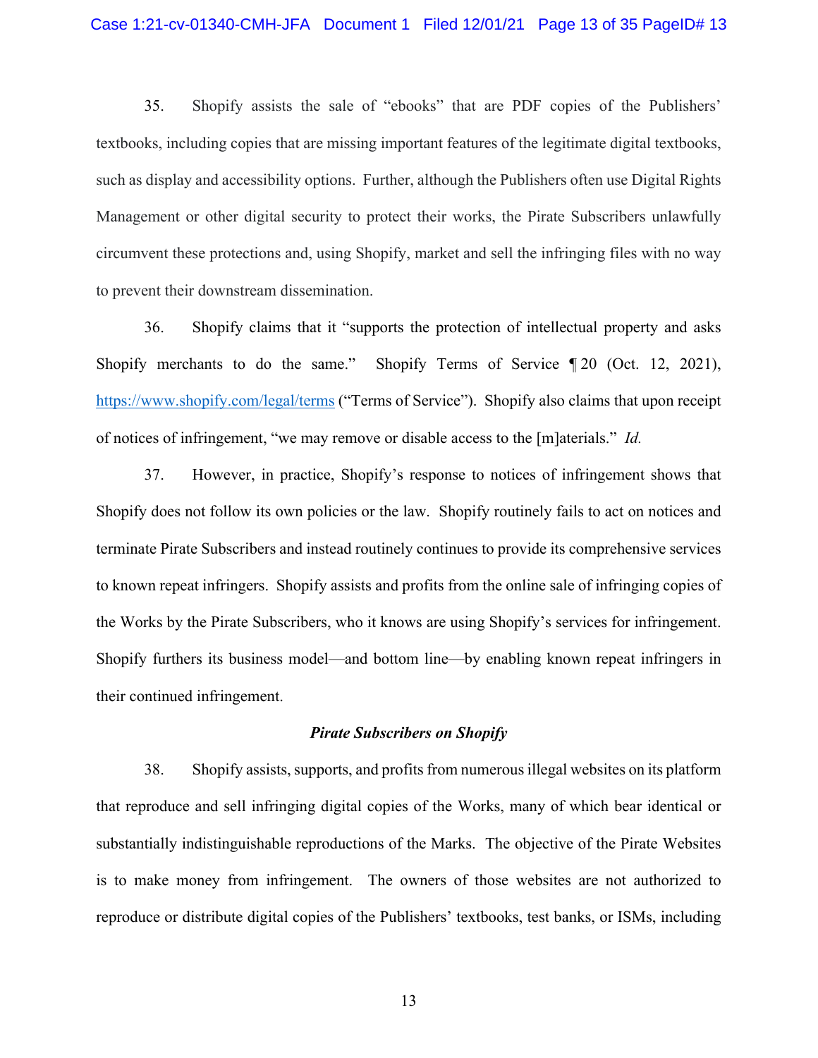35. Shopify assists the sale of "ebooks" that are PDF copies of the Publishers' textbooks, including copies that are missing important features of the legitimate digital textbooks, such as display and accessibility options. Further, although the Publishers often use Digital Rights Management or other digital security to protect their works, the Pirate Subscribers unlawfully circumvent these protections and, using Shopify, market and sell the infringing files with no way to prevent their downstream dissemination.

36. Shopify claims that it "supports the protection of intellectual property and asks Shopify merchants to do the same." Shopify Terms of Service ¶ 20 (Oct. 12, 2021), https://www.shopify.com/legal/terms ("Terms of Service"). Shopify also claims that upon receipt of notices of infringement, "we may remove or disable access to the [m]aterials." *Id.*

37. However, in practice, Shopify's response to notices of infringement shows that Shopify does not follow its own policies or the law. Shopify routinely fails to act on notices and terminate Pirate Subscribers and instead routinely continues to provide its comprehensive services to known repeat infringers. Shopify assists and profits from the online sale of infringing copies of the Works by the Pirate Subscribers, who it knows are using Shopify's services for infringement. Shopify furthers its business model—and bottom line—by enabling known repeat infringers in their continued infringement.

***Pirate Subscribers on Shopify***

38. Shopify assists, supports, and profits from numerous illegal websites on its platform that reproduce and sell infringing digital copies of the Works, many of which bear identical or substantially indistinguishable reproductions of the Marks. The objective of the Pirate Websites is to make money from infringement. The owners of those websites are not authorized to reproduce or distribute digital copies of the Publishers' textbooks, test banks, or ISMs, including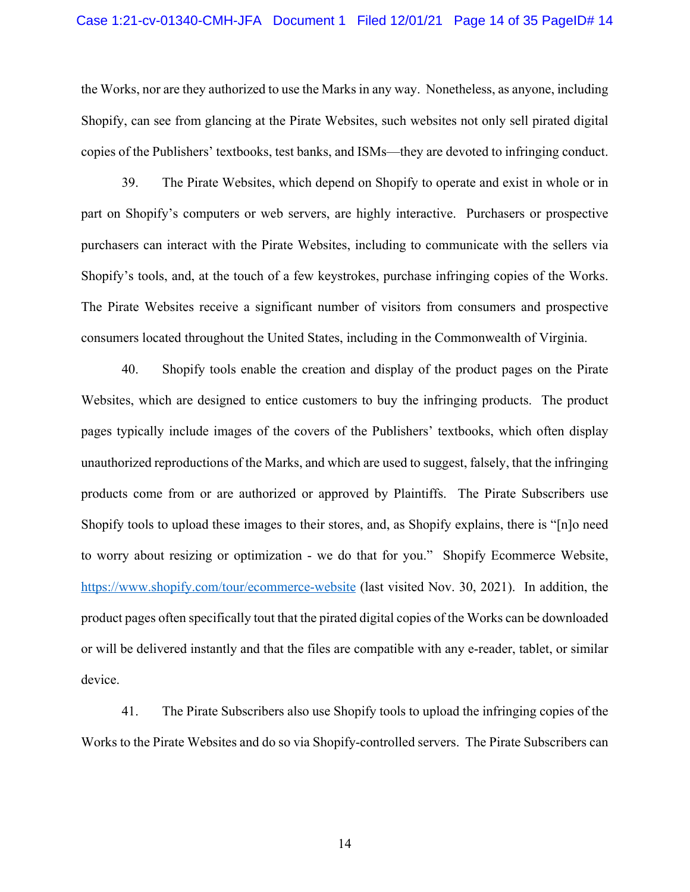the Works, nor are they authorized to use the Marks in any way. Nonetheless, as anyone, including Shopify, can see from glancing at the Pirate Websites, such websites not only sell pirated digital copies of the Publishers' textbooks, test banks, and ISMs—they are devoted to infringing conduct.

39. The Pirate Websites, which depend on Shopify to operate and exist in whole or in part on Shopify's computers or web servers, are highly interactive. Purchasers or prospective purchasers can interact with the Pirate Websites, including to communicate with the sellers via Shopify's tools, and, at the touch of a few keystrokes, purchase infringing copies of the Works. The Pirate Websites receive a significant number of visitors from consumers and prospective consumers located throughout the United States, including in the Commonwealth of Virginia.

40. Shopify tools enable the creation and display of the product pages on the Pirate Websites, which are designed to entice customers to buy the infringing products. The product pages typically include images of the covers of the Publishers' textbooks, which often display unauthorized reproductions of the Marks, and which are used to suggest, falsely, that the infringing products come from or are authorized or approved by Plaintiffs. The Pirate Subscribers use Shopify tools to upload these images to their stores, and, as Shopify explains, there is "[n]o need to worry about resizing or optimization - we do that for you." Shopify Ecommerce Website, https://www.shopify.com/tour/ecommerce-website (last visited Nov. 30, 2021). In addition, the product pages often specifically tout that the pirated digital copies of the Works can be downloaded or will be delivered instantly and that the files are compatible with any e-reader, tablet, or similar device.

41. The Pirate Subscribers also use Shopify tools to upload the infringing copies of the Works to the Pirate Websites and do so via Shopify-controlled servers. The Pirate Subscribers can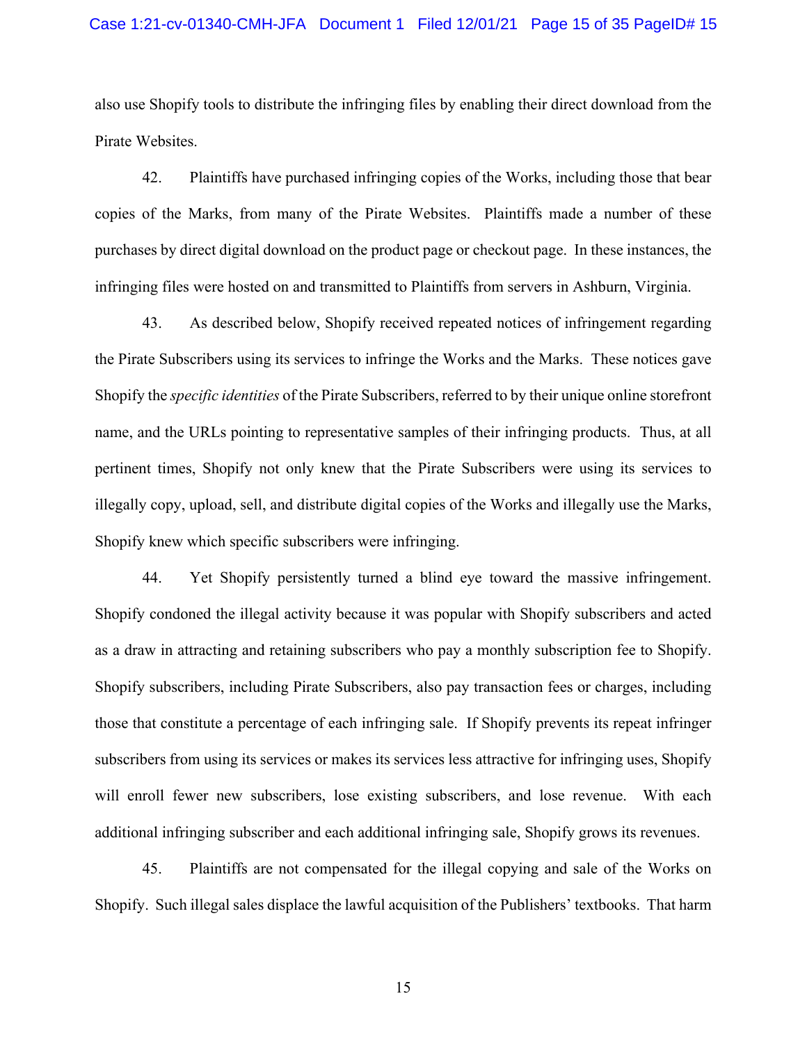also use Shopify tools to distribute the infringing files by enabling their direct download from the Pirate Websites.

42. Plaintiffs have purchased infringing copies of the Works, including those that bear copies of the Marks, from many of the Pirate Websites. Plaintiffs made a number of these purchases by direct digital download on the product page or checkout page. In these instances, the infringing files were hosted on and transmitted to Plaintiffs from servers in Ashburn, Virginia.

43. As described below, Shopify received repeated notices of infringement regarding the Pirate Subscribers using its services to infringe the Works and the Marks. These notices gave Shopify the *specific identities* of the Pirate Subscribers, referred to by their unique online storefront name, and the URLs pointing to representative samples of their infringing products. Thus, at all pertinent times, Shopify not only knew that the Pirate Subscribers were using its services to illegally copy, upload, sell, and distribute digital copies of the Works and illegally use the Marks, Shopify knew which specific subscribers were infringing.

44. Yet Shopify persistently turned a blind eye toward the massive infringement. Shopify condoned the illegal activity because it was popular with Shopify subscribers and acted as a draw in attracting and retaining subscribers who pay a monthly subscription fee to Shopify. Shopify subscribers, including Pirate Subscribers, also pay transaction fees or charges, including those that constitute a percentage of each infringing sale. If Shopify prevents its repeat infringer subscribers from using its services or makes its services less attractive for infringing uses, Shopify will enroll fewer new subscribers, lose existing subscribers, and lose revenue. With each additional infringing subscriber and each additional infringing sale, Shopify grows its revenues.

45. Plaintiffs are not compensated for the illegal copying and sale of the Works on Shopify. Such illegal sales displace the lawful acquisition of the Publishers' textbooks. That harm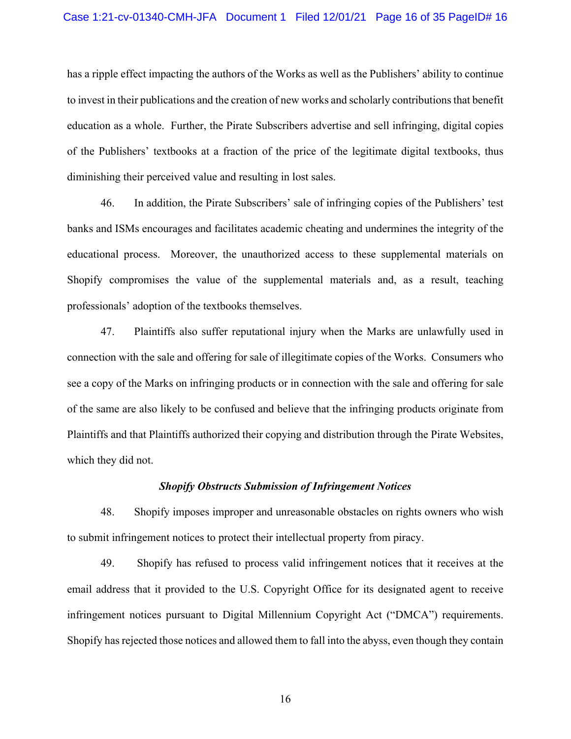has a ripple effect impacting the authors of the Works as well as the Publishers' ability to continue to invest in their publications and the creation of new works and scholarly contributions that benefit education as a whole. Further, the Pirate Subscribers advertise and sell infringing, digital copies of the Publishers' textbooks at a fraction of the price of the legitimate digital textbooks, thus diminishing their perceived value and resulting in lost sales.

46. In addition, the Pirate Subscribers' sale of infringing copies of the Publishers' test banks and ISMs encourages and facilitates academic cheating and undermines the integrity of the educational process. Moreover, the unauthorized access to these supplemental materials on Shopify compromises the value of the supplemental materials and, as a result, teaching professionals' adoption of the textbooks themselves.

47. Plaintiffs also suffer reputational injury when the Marks are unlawfully used in connection with the sale and offering for sale of illegitimate copies of the Works. Consumers who see a copy of the Marks on infringing products or in connection with the sale and offering for sale of the same are also likely to be confused and believe that the infringing products originate from Plaintiffs and that Plaintiffs authorized their copying and distribution through the Pirate Websites, which they did not.

***Shopify Obstructs Submission of Infringement Notices***

48. Shopify imposes improper and unreasonable obstacles on rights owners who wish to submit infringement notices to protect their intellectual property from piracy.

49. Shopify has refused to process valid infringement notices that it receives at the email address that it provided to the U.S. Copyright Office for its designated agent to receive infringement notices pursuant to Digital Millennium Copyright Act ("DMCA") requirements. Shopify has rejected those notices and allowed them to fall into the abyss, even though they contain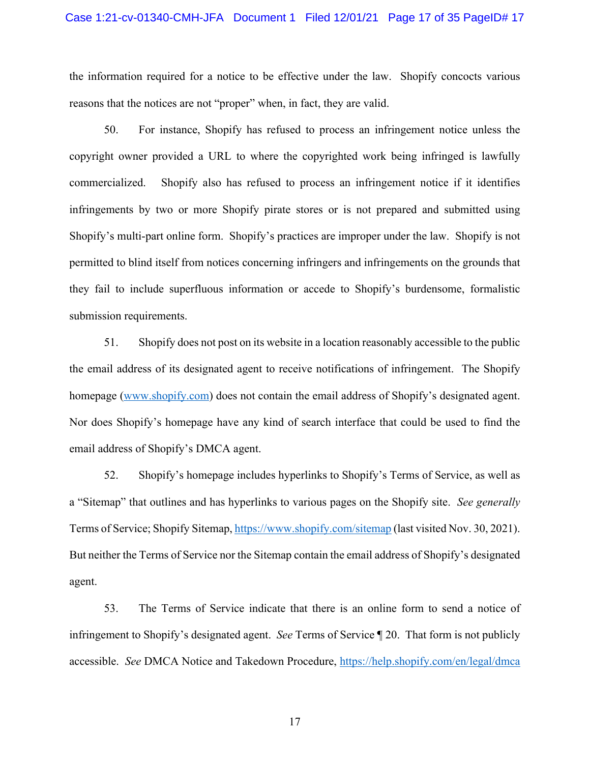the information required for a notice to be effective under the law. Shopify concocts various reasons that the notices are not "proper" when, in fact, they are valid.

50. For instance, Shopify has refused to process an infringement notice unless the copyright owner provided a URL to where the copyrighted work being infringed is lawfully commercialized. Shopify also has refused to process an infringement notice if it identifies infringements by two or more Shopify pirate stores or is not prepared and submitted using Shopify's multi-part online form. Shopify's practices are improper under the law. Shopify is not permitted to blind itself from notices concerning infringers and infringements on the grounds that they fail to include superfluous information or accede to Shopify's burdensome, formalistic submission requirements.

51. Shopify does not post on its website in a location reasonably accessible to the public the email address of its designated agent to receive notifications of infringement. The Shopify homepage (www.shopify.com) does not contain the email address of Shopify's designated agent. Nor does Shopify's homepage have any kind of search interface that could be used to find the email address of Shopify's DMCA agent.

52. Shopify's homepage includes hyperlinks to Shopify's Terms of Service, as well as a "Sitemap" that outlines and has hyperlinks to various pages on the Shopify site. *See generally* Terms of Service; Shopify Sitemap, https://www.shopify.com/sitemap (last visited Nov. 30, 2021). But neither the Terms of Service nor the Sitemap contain the email address of Shopify's designated agent.

53. The Terms of Service indicate that there is an online form to send a notice of infringement to Shopify's designated agent. *See* Terms of Service ¶ 20. That form is not publicly accessible. *See* DMCA Notice and Takedown Procedure, https://help.shopify.com/en/legal/dmca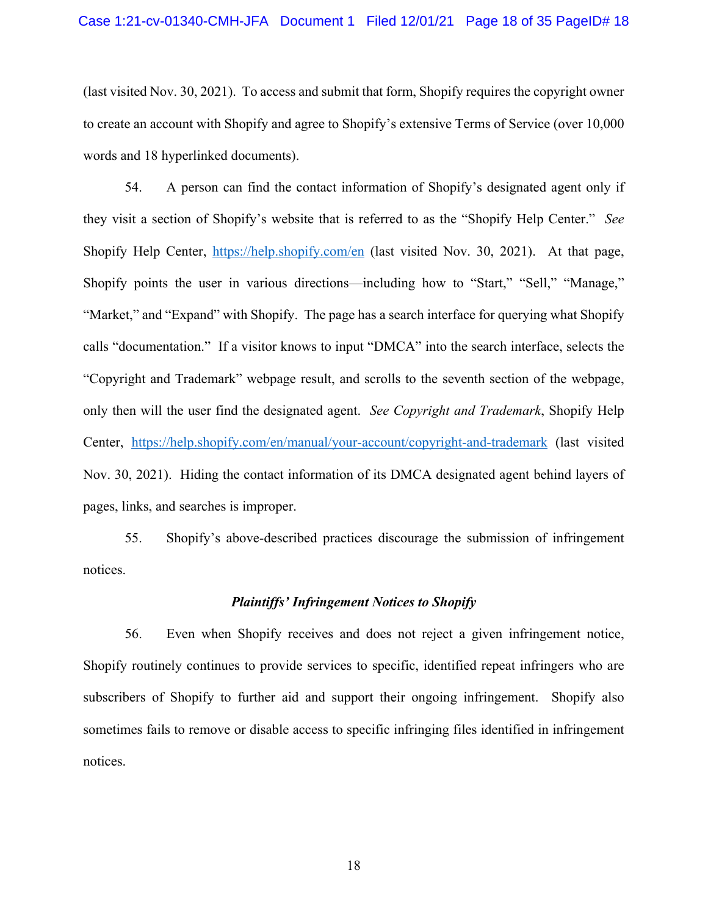(last visited Nov. 30, 2021). To access and submit that form, Shopify requires the copyright owner to create an account with Shopify and agree to Shopify's extensive Terms of Service (over 10,000 words and 18 hyperlinked documents).

54. A person can find the contact information of Shopify's designated agent only if they visit a section of Shopify's website that is referred to as the "Shopify Help Center." *See* Shopify Help Center, https://help.shopify.com/en (last visited Nov. 30, 2021). At that page, Shopify points the user in various directions—including how to "Start," "Sell," "Manage," "Market," and "Expand" with Shopify. The page has a search interface for querying what Shopify calls "documentation." If a visitor knows to input "DMCA" into the search interface, selects the "Copyright and Trademark" webpage result, and scrolls to the seventh section of the webpage, only then will the user find the designated agent. *See Copyright and Trademark*, Shopify Help Center, https://help.shopify.com/en/manual/your-account/copyright-and-trademark (last visited Nov. 30, 2021). Hiding the contact information of its DMCA designated agent behind layers of pages, links, and searches is improper.

55. Shopify's above-described practices discourage the submission of infringement notices.

### *Plaintiffs' Infringement Notices to Shopify*

56. Even when Shopify receives and does not reject a given infringement notice, Shopify routinely continues to provide services to specific, identified repeat infringers who are subscribers of Shopify to further aid and support their ongoing infringement. Shopify also sometimes fails to remove or disable access to specific infringing files identified in infringement notices.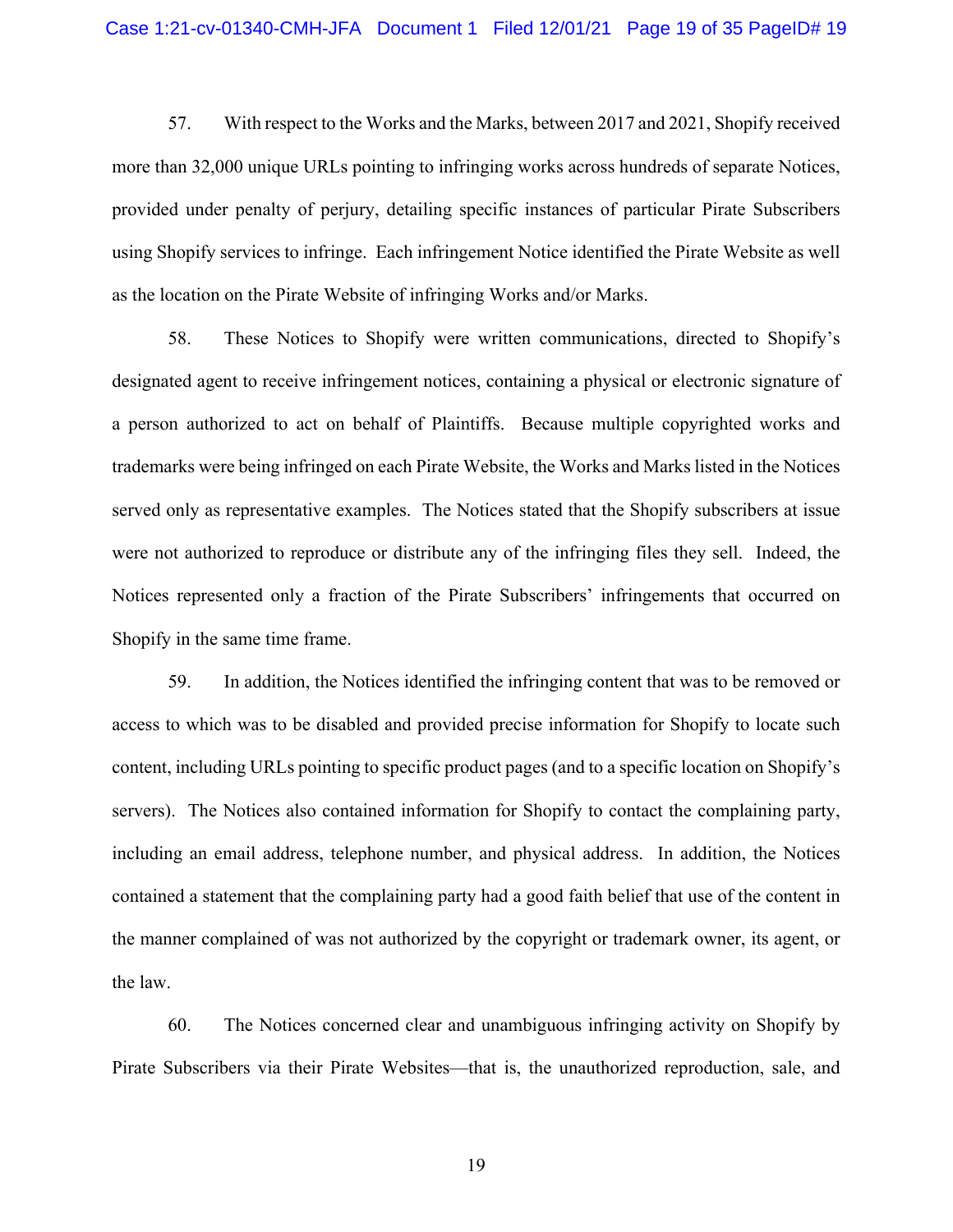57. With respect to the Works and the Marks, between 2017 and 2021, Shopify received more than 32,000 unique URLs pointing to infringing works across hundreds of separate Notices, provided under penalty of perjury, detailing specific instances of particular Pirate Subscribers using Shopify services to infringe. Each infringement Notice identified the Pirate Website as well as the location on the Pirate Website of infringing Works and/or Marks.

58. These Notices to Shopify were written communications, directed to Shopify's designated agent to receive infringement notices, containing a physical or electronic signature of a person authorized to act on behalf of Plaintiffs. Because multiple copyrighted works and trademarks were being infringed on each Pirate Website, the Works and Marks listed in the Notices served only as representative examples. The Notices stated that the Shopify subscribers at issue were not authorized to reproduce or distribute any of the infringing files they sell. Indeed, the Notices represented only a fraction of the Pirate Subscribers' infringements that occurred on Shopify in the same time frame.

59. In addition, the Notices identified the infringing content that was to be removed or access to which was to be disabled and provided precise information for Shopify to locate such content, including URLs pointing to specific product pages (and to a specific location on Shopify's servers). The Notices also contained information for Shopify to contact the complaining party, including an email address, telephone number, and physical address. In addition, the Notices contained a statement that the complaining party had a good faith belief that use of the content in the manner complained of was not authorized by the copyright or trademark owner, its agent, or the law.

60. The Notices concerned clear and unambiguous infringing activity on Shopify by Pirate Subscribers via their Pirate Websites—that is, the unauthorized reproduction, sale, and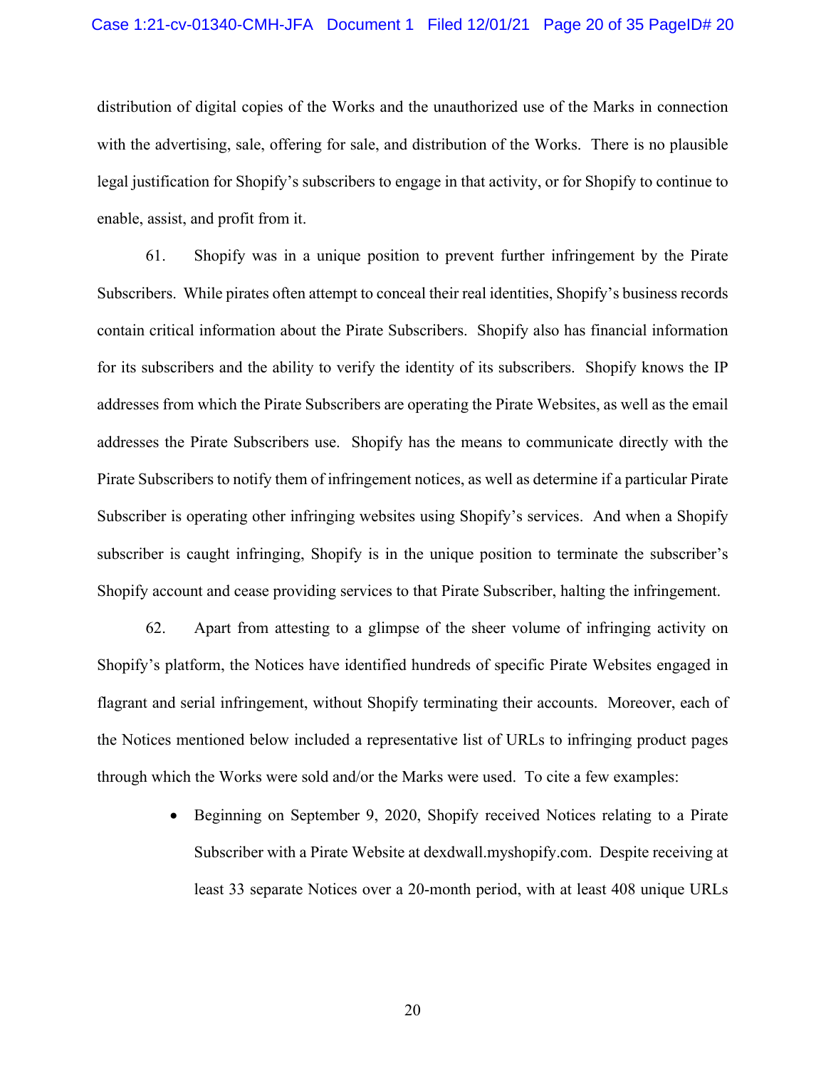distribution of digital copies of the Works and the unauthorized use of the Marks in connection with the advertising, sale, offering for sale, and distribution of the Works. There is no plausible legal justification for Shopify's subscribers to engage in that activity, or for Shopify to continue to enable, assist, and profit from it.

61. Shopify was in a unique position to prevent further infringement by the Pirate Subscribers. While pirates often attempt to conceal their real identities, Shopify's business records contain critical information about the Pirate Subscribers. Shopify also has financial information for its subscribers and the ability to verify the identity of its subscribers. Shopify knows the IP addresses from which the Pirate Subscribers are operating the Pirate Websites, as well as the email addresses the Pirate Subscribers use. Shopify has the means to communicate directly with the Pirate Subscribers to notify them of infringement notices, as well as determine if a particular Pirate Subscriber is operating other infringing websites using Shopify's services. And when a Shopify subscriber is caught infringing, Shopify is in the unique position to terminate the subscriber's Shopify account and cease providing services to that Pirate Subscriber, halting the infringement.

62. Apart from attesting to a glimpse of the sheer volume of infringing activity on Shopify's platform, the Notices have identified hundreds of specific Pirate Websites engaged in flagrant and serial infringement, without Shopify terminating their accounts. Moreover, each of the Notices mentioned below included a representative list of URLs to infringing product pages through which the Works were sold and/or the Marks were used. To cite a few examples:

- Beginning on September 9, 2020, Shopify received Notices relating to a Pirate Subscriber with a Pirate Website at dexdwall.myshopify.com. Despite receiving at least 33 separate Notices over a 20-month period, with at least 408 unique URLs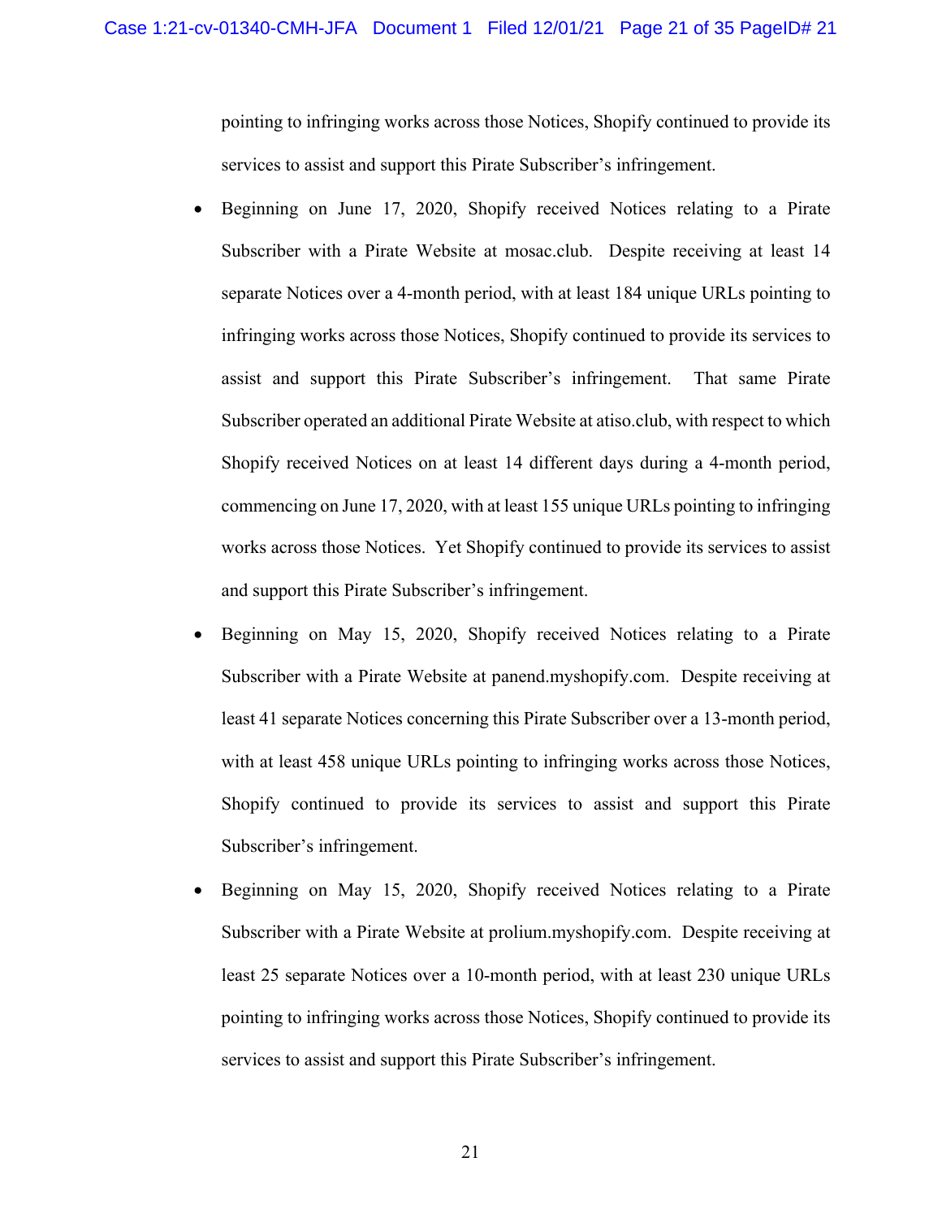pointing to infringing works across those Notices, Shopify continued to provide its services to assist and support this Pirate Subscriber's infringement.

- Beginning on June 17, 2020, Shopify received Notices relating to a Pirate Subscriber with a Pirate Website at mosac.club. Despite receiving at least 14 separate Notices over a 4-month period, with at least 184 unique URLs pointing to infringing works across those Notices, Shopify continued to provide its services to assist and support this Pirate Subscriber's infringement. That same Pirate Subscriber operated an additional Pirate Website at atiso.club, with respect to which Shopify received Notices on at least 14 different days during a 4-month period, commencing on June 17, 2020, with at least 155 unique URLs pointing to infringing works across those Notices. Yet Shopify continued to provide its services to assist and support this Pirate Subscriber's infringement.
- Beginning on May 15, 2020, Shopify received Notices relating to a Pirate Subscriber with a Pirate Website at panend.myshopify.com. Despite receiving at least 41 separate Notices concerning this Pirate Subscriber over a 13-month period, with at least 458 unique URLs pointing to infringing works across those Notices, Shopify continued to provide its services to assist and support this Pirate Subscriber's infringement.
- Beginning on May 15, 2020, Shopify received Notices relating to a Pirate Subscriber with a Pirate Website at prolium.myshopify.com. Despite receiving at least 25 separate Notices over a 10-month period, with at least 230 unique URLs pointing to infringing works across those Notices, Shopify continued to provide its services to assist and support this Pirate Subscriber's infringement.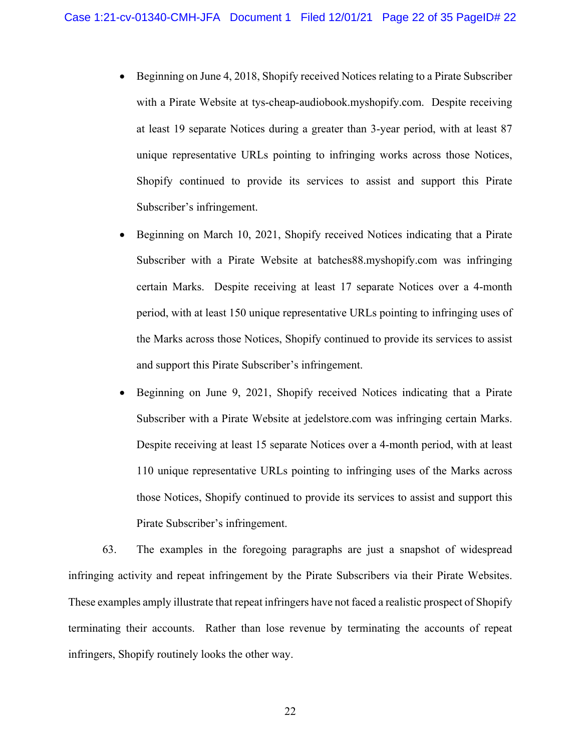- Beginning on June 4, 2018, Shopify received Notices relating to a Pirate Subscriber with a Pirate Website at tys-cheap-audiobook.myshopify.com. Despite receiving at least 19 separate Notices during a greater than 3-year period, with at least 87 unique representative URLs pointing to infringing works across those Notices, Shopify continued to provide its services to assist and support this Pirate Subscriber's infringement.
- Beginning on March 10, 2021, Shopify received Notices indicating that a Pirate Subscriber with a Pirate Website at batches88.myshopify.com was infringing certain Marks. Despite receiving at least 17 separate Notices over a 4-month period, with at least 150 unique representative URLs pointing to infringing uses of the Marks across those Notices, Shopify continued to provide its services to assist and support this Pirate Subscriber's infringement.
- Beginning on June 9, 2021, Shopify received Notices indicating that a Pirate Subscriber with a Pirate Website at jedelstore.com was infringing certain Marks. Despite receiving at least 15 separate Notices over a 4-month period, with at least 110 unique representative URLs pointing to infringing uses of the Marks across those Notices, Shopify continued to provide its services to assist and support this Pirate Subscriber's infringement.

63. The examples in the foregoing paragraphs are just a snapshot of widespread infringing activity and repeat infringement by the Pirate Subscribers via their Pirate Websites. These examples amply illustrate that repeat infringers have not faced a realistic prospect of Shopify terminating their accounts. Rather than lose revenue by terminating the accounts of repeat infringers, Shopify routinely looks the other way.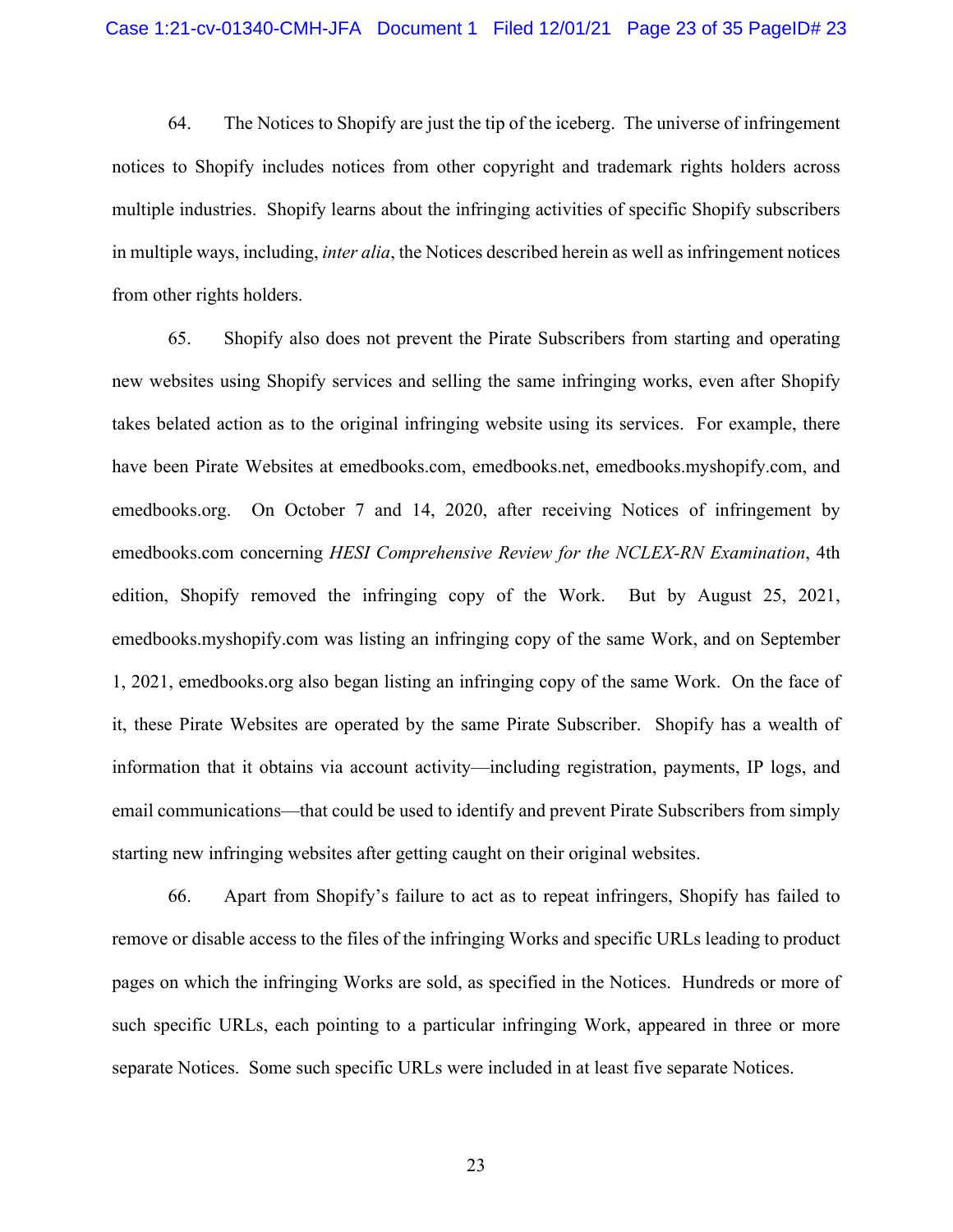64. The Notices to Shopify are just the tip of the iceberg. The universe of infringement notices to Shopify includes notices from other copyright and trademark rights holders across multiple industries. Shopify learns about the infringing activities of specific Shopify subscribers in multiple ways, including, *inter alia*, the Notices described herein as well as infringement notices from other rights holders.

65. Shopify also does not prevent the Pirate Subscribers from starting and operating new websites using Shopify services and selling the same infringing works, even after Shopify takes belated action as to the original infringing website using its services. For example, there have been Pirate Websites at emedbooks.com, emedbooks.net, emedbooks.myshopify.com, and emedbooks.org. On October 7 and 14, 2020, after receiving Notices of infringement by emedbooks.com concerning *HESI Comprehensive Review for the NCLEX-RN Examination*, 4th edition, Shopify removed the infringing copy of the Work. But by August 25, 2021, emedbooks.myshopify.com was listing an infringing copy of the same Work, and on September 1, 2021, emedbooks.org also began listing an infringing copy of the same Work. On the face of it, these Pirate Websites are operated by the same Pirate Subscriber. Shopify has a wealth of information that it obtains via account activity—including registration, payments, IP logs, and email communications—that could be used to identify and prevent Pirate Subscribers from simply starting new infringing websites after getting caught on their original websites.

66. Apart from Shopify's failure to act as to repeat infringers, Shopify has failed to remove or disable access to the files of the infringing Works and specific URLs leading to product pages on which the infringing Works are sold, as specified in the Notices. Hundreds or more of such specific URLs, each pointing to a particular infringing Work, appeared in three or more separate Notices. Some such specific URLs were included in at least five separate Notices.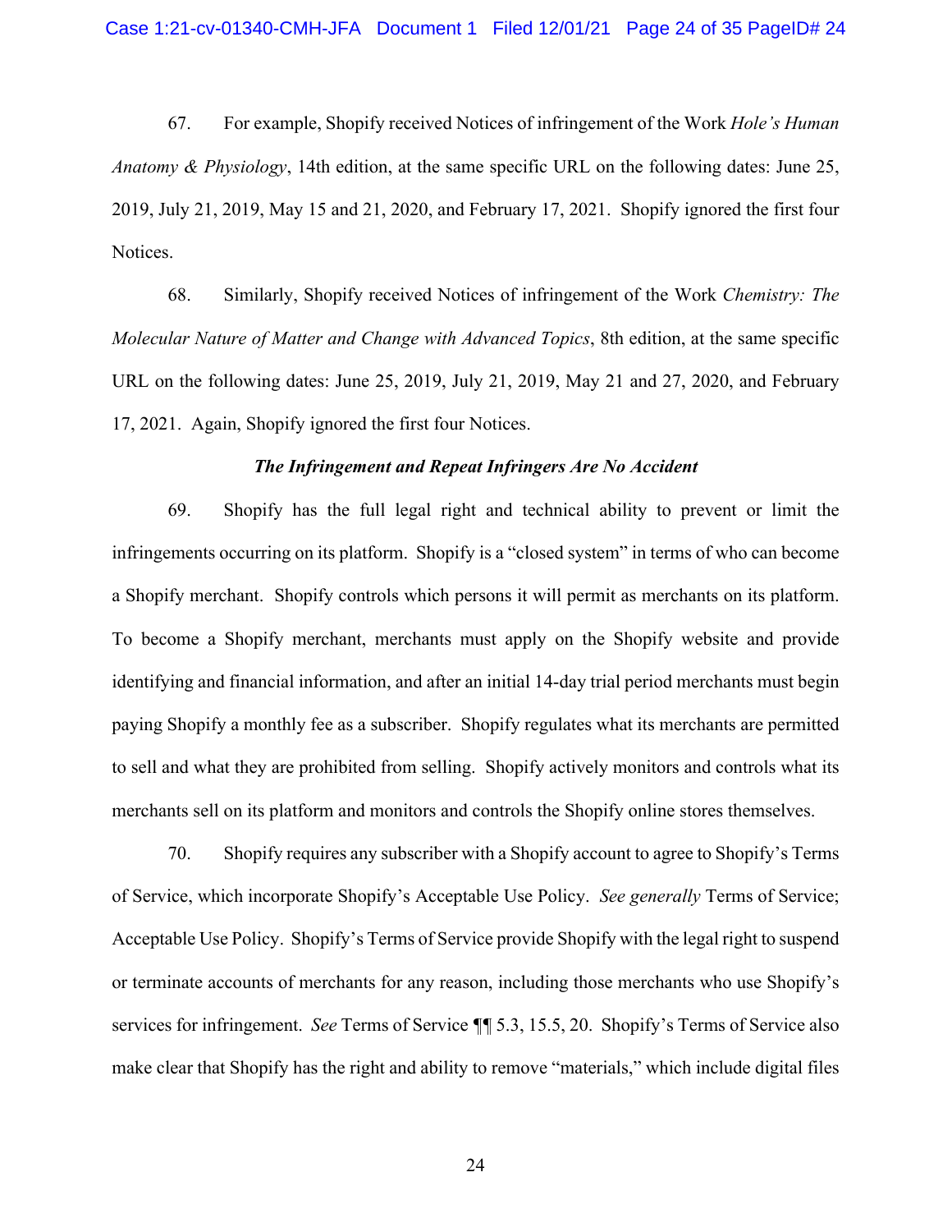67. For example, Shopify received Notices of infringement of the Work *Hole's Human Anatomy & Physiology*, 14th edition, at the same specific URL on the following dates: June 25, 2019, July 21, 2019, May 15 and 21, 2020, and February 17, 2021. Shopify ignored the first four Notices.

68. Similarly, Shopify received Notices of infringement of the Work *Chemistry: The Molecular Nature of Matter and Change with Advanced Topics*, 8th edition, at the same specific URL on the following dates: June 25, 2019, July 21, 2019, May 21 and 27, 2020, and February 17, 2021. Again, Shopify ignored the first four Notices.

***The Infringement and Repeat Infringers Are No Accident***

69. Shopify has the full legal right and technical ability to prevent or limit the infringements occurring on its platform. Shopify is a "closed system" in terms of who can become a Shopify merchant. Shopify controls which persons it will permit as merchants on its platform. To become a Shopify merchant, merchants must apply on the Shopify website and provide identifying and financial information, and after an initial 14-day trial period merchants must begin paying Shopify a monthly fee as a subscriber. Shopify regulates what its merchants are permitted to sell and what they are prohibited from selling. Shopify actively monitors and controls what its merchants sell on its platform and monitors and controls the Shopify online stores themselves.

70. Shopify requires any subscriber with a Shopify account to agree to Shopify's Terms of Service, which incorporate Shopify's Acceptable Use Policy. *See generally* Terms of Service; Acceptable Use Policy. Shopify's Terms of Service provide Shopify with the legal right to suspend or terminate accounts of merchants for any reason, including those merchants who use Shopify's services for infringement. *See* Terms of Service ¶¶ 5.3, 15.5, 20. Shopify's Terms of Service also make clear that Shopify has the right and ability to remove "materials," which include digital files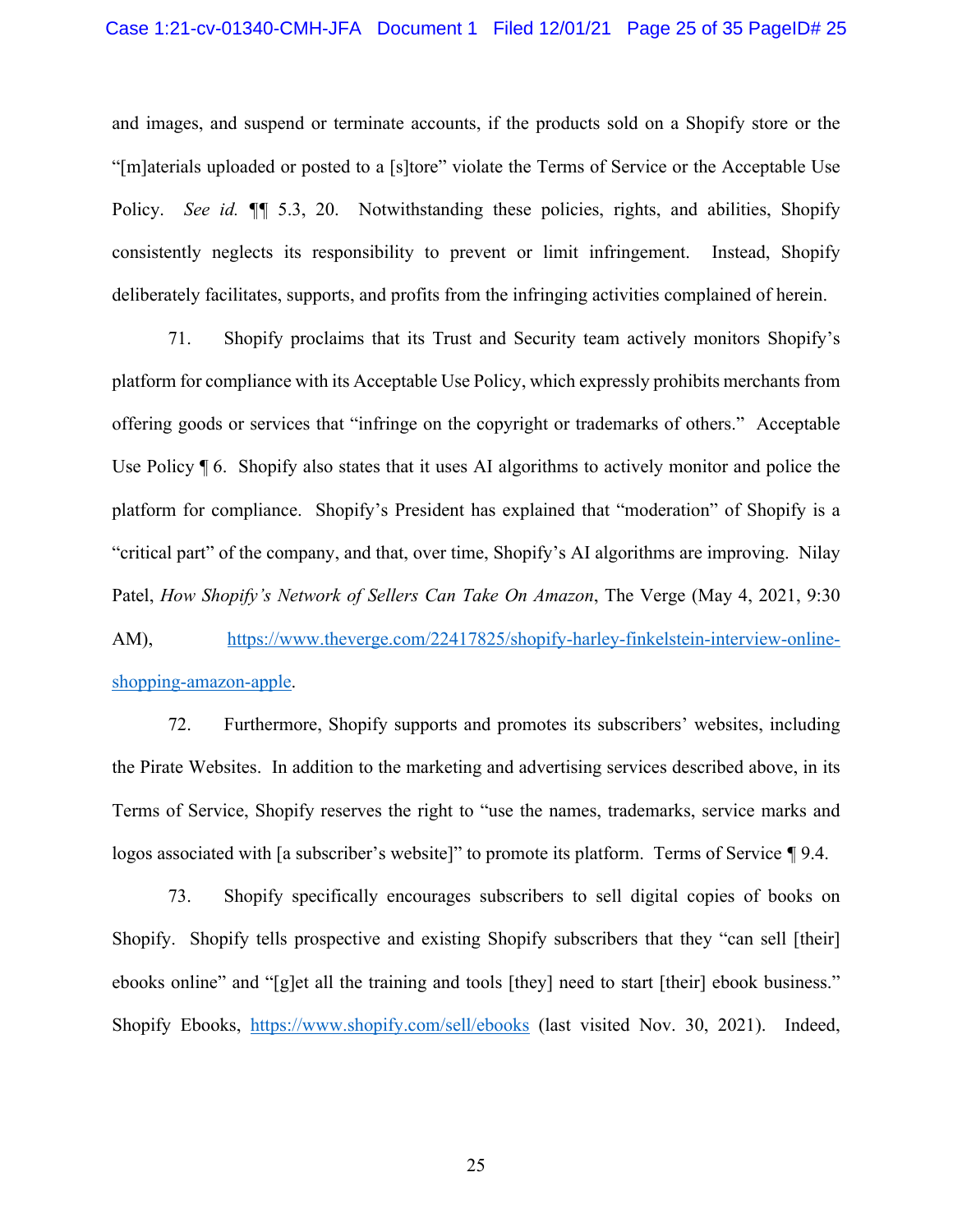and images, and suspend or terminate accounts, if the products sold on a Shopify store or the "[m]aterials uploaded or posted to a [s]tore" violate the Terms of Service or the Acceptable Use Policy. *See id.* ¶¶ 5.3, 20. Notwithstanding these policies, rights, and abilities, Shopify consistently neglects its responsibility to prevent or limit infringement. Instead, Shopify deliberately facilitates, supports, and profits from the infringing activities complained of herein.

71. Shopify proclaims that its Trust and Security team actively monitors Shopify's platform for compliance with its Acceptable Use Policy, which expressly prohibits merchants from offering goods or services that "infringe on the copyright or trademarks of others." Acceptable Use Policy ¶ 6. Shopify also states that it uses AI algorithms to actively monitor and police the platform for compliance. Shopify's President has explained that "moderation" of Shopify is a "critical part" of the company, and that, over time, Shopify's AI algorithms are improving. Nilay Patel, *How Shopify's Network of Sellers Can Take On Amazon*, The Verge (May 4, 2021, 9:30 AM), https://www.theverge.com/22417825/shopify-harley-finkelstein-interview-online-shopping-amazon-apple.

72. Furthermore, Shopify supports and promotes its subscribers' websites, including the Pirate Websites. In addition to the marketing and advertising services described above, in its Terms of Service, Shopify reserves the right to "use the names, trademarks, service marks and logos associated with [a subscriber's website]" to promote its platform. Terms of Service ¶ 9.4.

73. Shopify specifically encourages subscribers to sell digital copies of books on Shopify. Shopify tells prospective and existing Shopify subscribers that they "can sell [their] ebooks online" and "[g]et all the training and tools [they] need to start [their] ebook business." Shopify Ebooks, https://www.shopify.com/sell/ebooks (last visited Nov. 30, 2021). Indeed,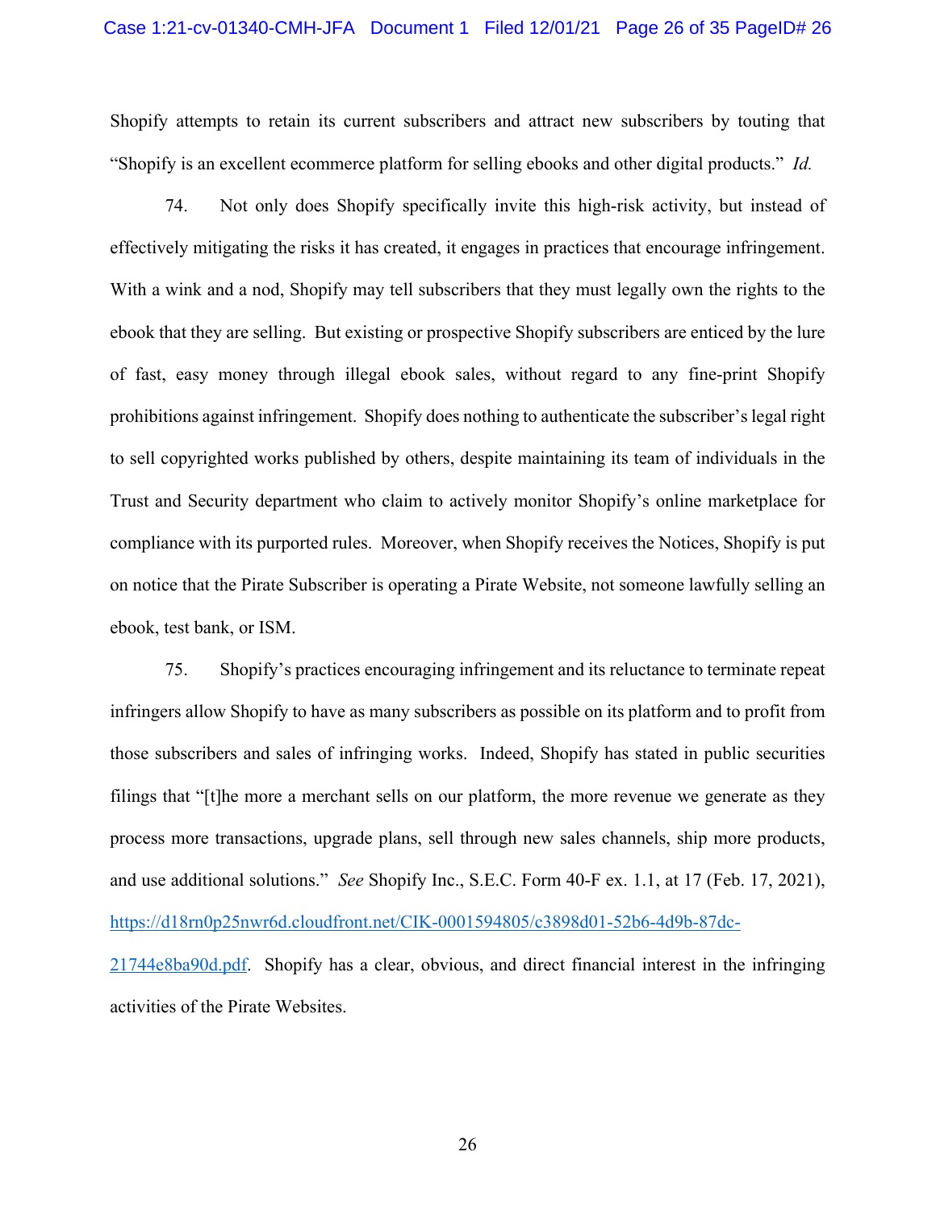Shopify attempts to retain its current subscribers and attract new subscribers by touting that "Shopify is an excellent ecommerce platform for selling ebooks and other digital products." *Id.*

74. Not only does Shopify specifically invite this high-risk activity, but instead of effectively mitigating the risks it has created, it engages in practices that encourage infringement. With a wink and a nod, Shopify may tell subscribers that they must legally own the rights to the ebook that they are selling. But existing or prospective Shopify subscribers are enticed by the lure of fast, easy money through illegal ebook sales, without regard to any fine-print Shopify prohibitions against infringement. Shopify does nothing to authenticate the subscriber's legal right to sell copyrighted works published by others, despite maintaining its team of individuals in the Trust and Security department who claim to actively monitor Shopify's online marketplace for compliance with its purported rules. Moreover, when Shopify receives the Notices, Shopify is put on notice that the Pirate Subscriber is operating a Pirate Website, not someone lawfully selling an ebook, test bank, or ISM.

75. Shopify's practices encouraging infringement and its reluctance to terminate repeat infringers allow Shopify to have as many subscribers as possible on its platform and to profit from those subscribers and sales of infringing works. Indeed, Shopify has stated in public securities filings that "[t]he more a merchant sells on our platform, the more revenue we generate as they process more transactions, upgrade plans, sell through new sales channels, ship more products, and use additional solutions." *See* Shopify Inc., S.E.C. Form 40-F ex. 1.1, at 17 (Feb. 17, 2021), https://d18rn0p25nwr6d.cloudfront.net/CIK-0001594805/c3898d01-52b6-4d9b-87dc-21744e8ba90d.pdf. Shopify has a clear, obvious, and direct financial interest in the infringing activities of the Pirate Websites.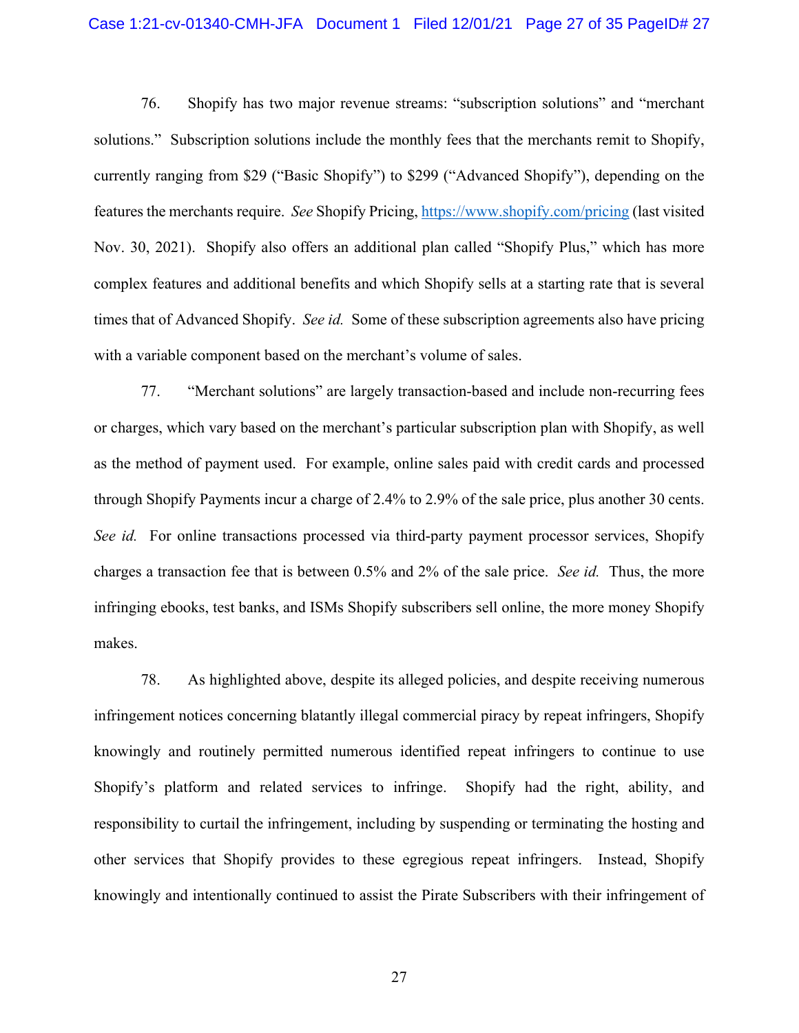76. Shopify has two major revenue streams: "subscription solutions" and "merchant solutions." Subscription solutions include the monthly fees that the merchants remit to Shopify, currently ranging from $29 ("Basic Shopify") to $299 ("Advanced Shopify"), depending on the features the merchants require. *See* Shopify Pricing, https://www.shopify.com/pricing (last visited Nov. 30, 2021). Shopify also offers an additional plan called "Shopify Plus," which has more complex features and additional benefits and which Shopify sells at a starting rate that is several times that of Advanced Shopify. *See id.* Some of these subscription agreements also have pricing with a variable component based on the merchant's volume of sales.

77. "Merchant solutions" are largely transaction-based and include non-recurring fees or charges, which vary based on the merchant's particular subscription plan with Shopify, as well as the method of payment used. For example, online sales paid with credit cards and processed through Shopify Payments incur a charge of 2.4% to 2.9% of the sale price, plus another 30 cents. *See id.* For online transactions processed via third-party payment processor services, Shopify charges a transaction fee that is between 0.5% and 2% of the sale price. *See id.* Thus, the more infringing ebooks, test banks, and ISMs Shopify subscribers sell online, the more money Shopify makes.

78. As highlighted above, despite its alleged policies, and despite receiving numerous infringement notices concerning blatantly illegal commercial piracy by repeat infringers, Shopify knowingly and routinely permitted numerous identified repeat infringers to continue to use Shopify's platform and related services to infringe. Shopify had the right, ability, and responsibility to curtail the infringement, including by suspending or terminating the hosting and other services that Shopify provides to these egregious repeat infringers. Instead, Shopify knowingly and intentionally continued to assist the Pirate Subscribers with their infringement of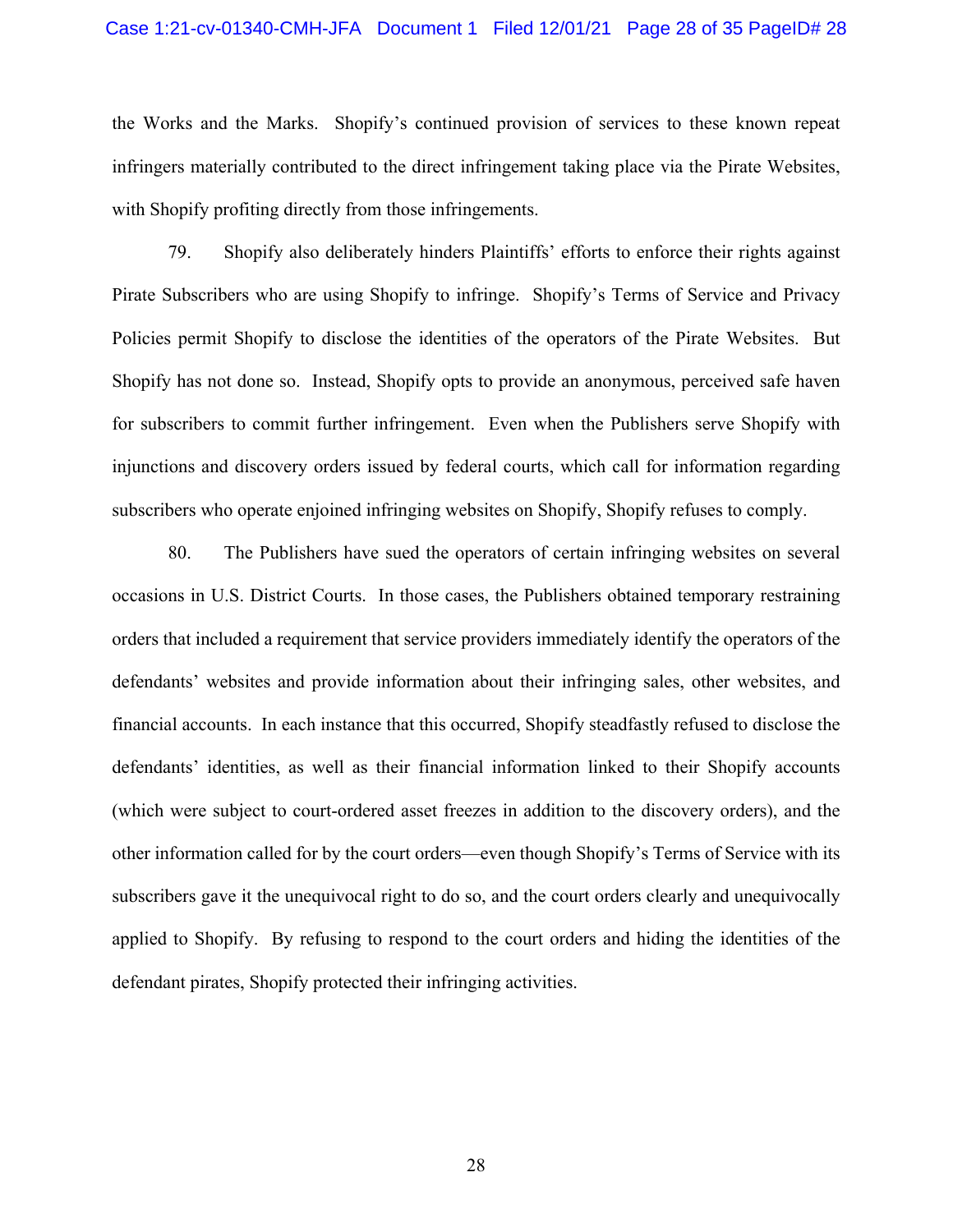the Works and the Marks. Shopify's continued provision of services to these known repeat infringers materially contributed to the direct infringement taking place via the Pirate Websites, with Shopify profiting directly from those infringements.

79. Shopify also deliberately hinders Plaintiffs' efforts to enforce their rights against Pirate Subscribers who are using Shopify to infringe. Shopify's Terms of Service and Privacy Policies permit Shopify to disclose the identities of the operators of the Pirate Websites. But Shopify has not done so. Instead, Shopify opts to provide an anonymous, perceived safe haven for subscribers to commit further infringement. Even when the Publishers serve Shopify with injunctions and discovery orders issued by federal courts, which call for information regarding subscribers who operate enjoined infringing websites on Shopify, Shopify refuses to comply.

80. The Publishers have sued the operators of certain infringing websites on several occasions in U.S. District Courts. In those cases, the Publishers obtained temporary restraining orders that included a requirement that service providers immediately identify the operators of the defendants' websites and provide information about their infringing sales, other websites, and financial accounts. In each instance that this occurred, Shopify steadfastly refused to disclose the defendants' identities, as well as their financial information linked to their Shopify accounts (which were subject to court-ordered asset freezes in addition to the discovery orders), and the other information called for by the court orders—even though Shopify's Terms of Service with its subscribers gave it the unequivocal right to do so, and the court orders clearly and unequivocally applied to Shopify. By refusing to respond to the court orders and hiding the identities of the defendant pirates, Shopify protected their infringing activities.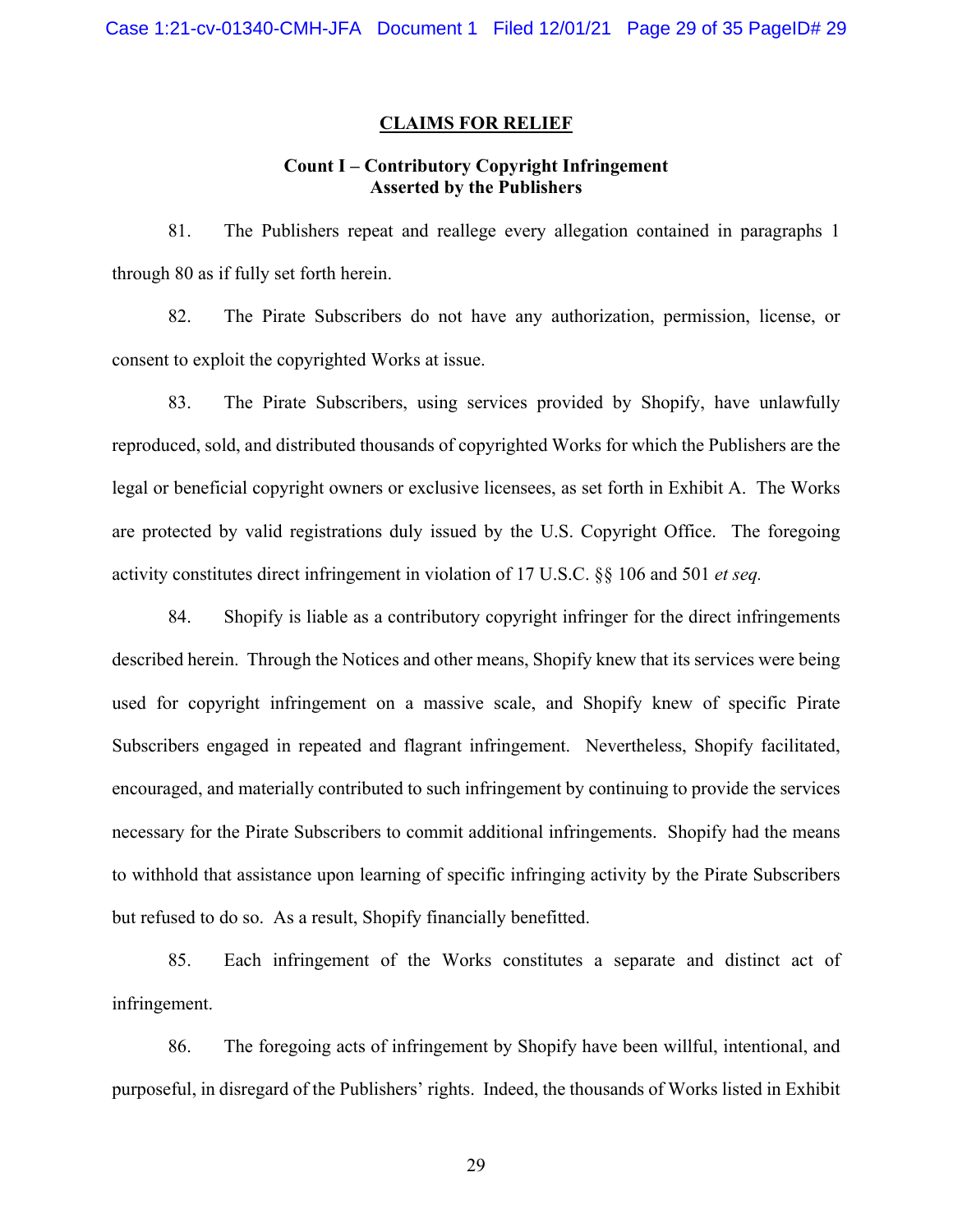## CLAIMS FOR RELIEF

### Count I – Contributory Copyright Infringement Asserted by the Publishers

81. The Publishers repeat and reallege every allegation contained in paragraphs 1 through 80 as if fully set forth herein.

82. The Pirate Subscribers do not have any authorization, permission, license, or consent to exploit the copyrighted Works at issue.

83. The Pirate Subscribers, using services provided by Shopify, have unlawfully reproduced, sold, and distributed thousands of copyrighted Works for which the Publishers are the legal or beneficial copyright owners or exclusive licensees, as set forth in Exhibit A. The Works are protected by valid registrations duly issued by the U.S. Copyright Office. The foregoing activity constitutes direct infringement in violation of 17 U.S.C. §§ 106 and 501 *et seq.*

84. Shopify is liable as a contributory copyright infringer for the direct infringements described herein. Through the Notices and other means, Shopify knew that its services were being used for copyright infringement on a massive scale, and Shopify knew of specific Pirate Subscribers engaged in repeated and flagrant infringement. Nevertheless, Shopify facilitated, encouraged, and materially contributed to such infringement by continuing to provide the services necessary for the Pirate Subscribers to commit additional infringements. Shopify had the means to withhold that assistance upon learning of specific infringing activity by the Pirate Subscribers but refused to do so. As a result, Shopify financially benefitted.

85. Each infringement of the Works constitutes a separate and distinct act of infringement.

86. The foregoing acts of infringement by Shopify have been willful, intentional, and purposeful, in disregard of the Publishers' rights. Indeed, the thousands of Works listed in Exhibit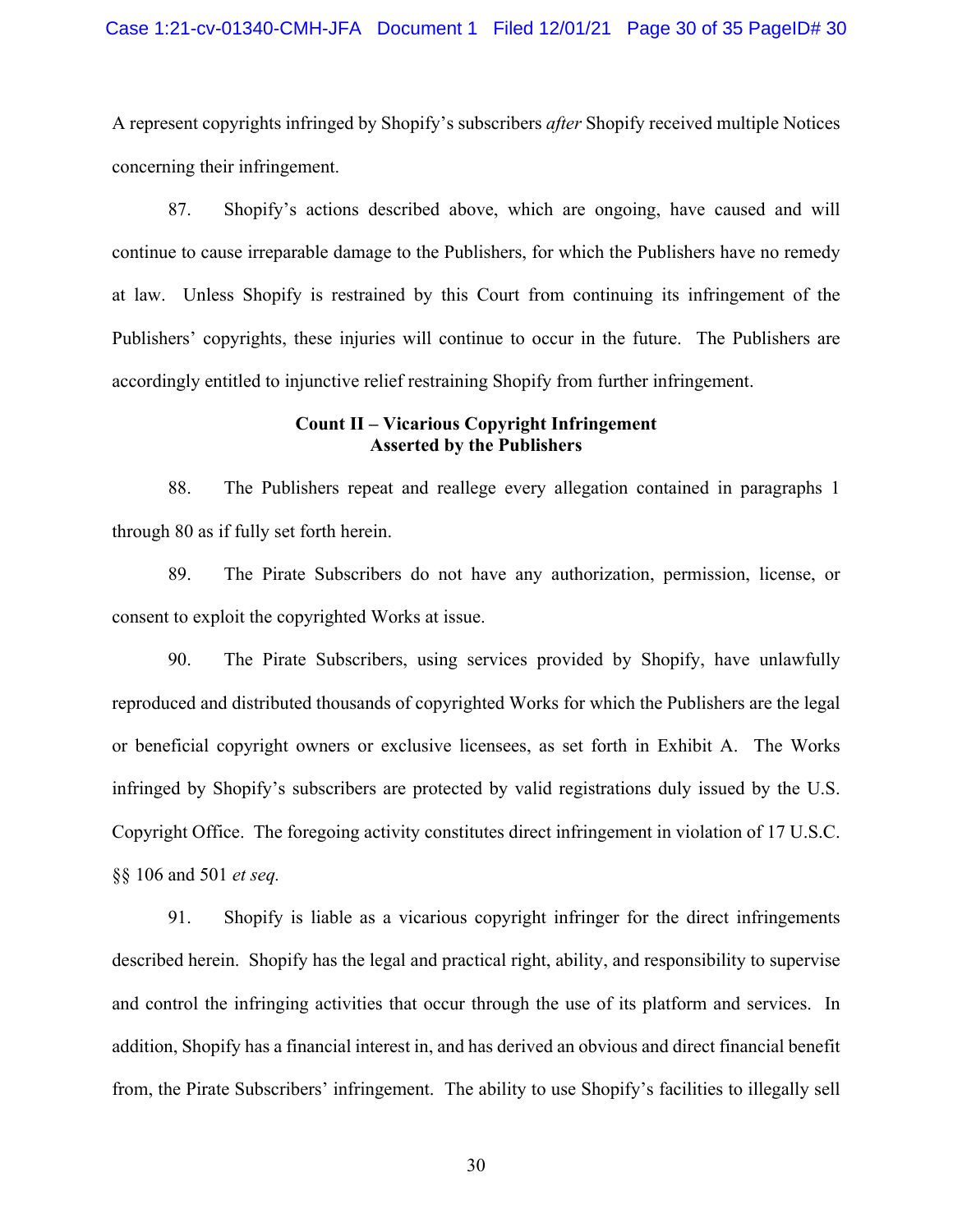A represent copyrights infringed by Shopify's subscribers *after* Shopify received multiple Notices concerning their infringement.

87. Shopify's actions described above, which are ongoing, have caused and will continue to cause irreparable damage to the Publishers, for which the Publishers have no remedy at law. Unless Shopify is restrained by this Court from continuing its infringement of the Publishers' copyrights, these injuries will continue to occur in the future. The Publishers are accordingly entitled to injunctive relief restraining Shopify from further infringement.

**Count II – Vicarious Copyright Infringement**
**Asserted by the Publishers**

88. The Publishers repeat and reallege every allegation contained in paragraphs 1 through 80 as if fully set forth herein.

89. The Pirate Subscribers do not have any authorization, permission, license, or consent to exploit the copyrighted Works at issue.

90. The Pirate Subscribers, using services provided by Shopify, have unlawfully reproduced and distributed thousands of copyrighted Works for which the Publishers are the legal or beneficial copyright owners or exclusive licensees, as set forth in Exhibit A. The Works infringed by Shopify's subscribers are protected by valid registrations duly issued by the U.S. Copyright Office. The foregoing activity constitutes direct infringement in violation of 17 U.S.C. §§ 106 and 501 *et seq.*

91. Shopify is liable as a vicarious copyright infringer for the direct infringements described herein. Shopify has the legal and practical right, ability, and responsibility to supervise and control the infringing activities that occur through the use of its platform and services. In addition, Shopify has a financial interest in, and has derived an obvious and direct financial benefit from, the Pirate Subscribers' infringement. The ability to use Shopify's facilities to illegally sell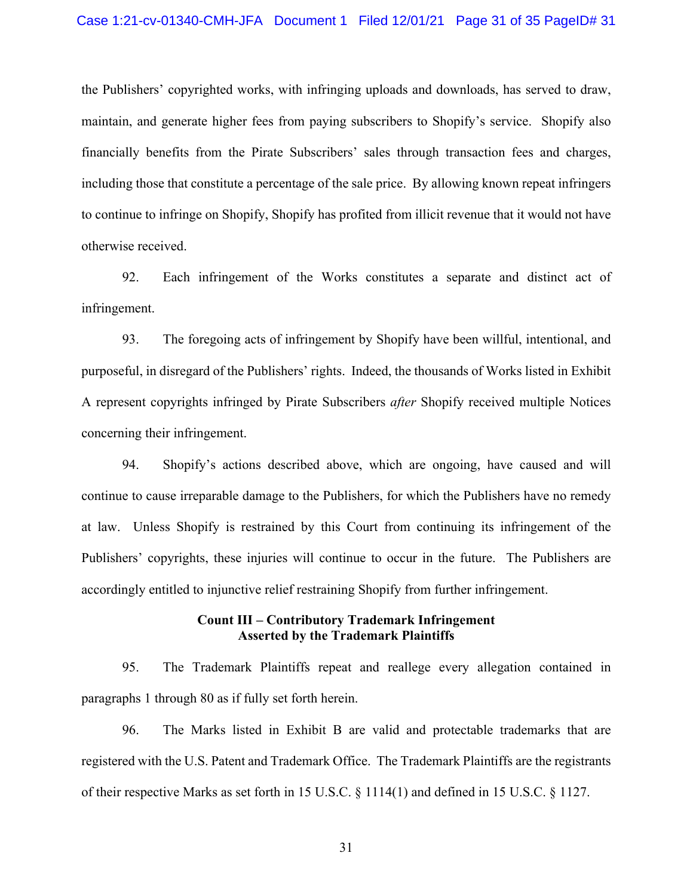the Publishers' copyrighted works, with infringing uploads and downloads, has served to draw, maintain, and generate higher fees from paying subscribers to Shopify's service. Shopify also financially benefits from the Pirate Subscribers' sales through transaction fees and charges, including those that constitute a percentage of the sale price. By allowing known repeat infringers to continue to infringe on Shopify, Shopify has profited from illicit revenue that it would not have otherwise received.

92. Each infringement of the Works constitutes a separate and distinct act of infringement.

93. The foregoing acts of infringement by Shopify have been willful, intentional, and purposeful, in disregard of the Publishers' rights. Indeed, the thousands of Works listed in Exhibit A represent copyrights infringed by Pirate Subscribers *after* Shopify received multiple Notices concerning their infringement.

94. Shopify's actions described above, which are ongoing, have caused and will continue to cause irreparable damage to the Publishers, for which the Publishers have no remedy at law. Unless Shopify is restrained by this Court from continuing its infringement of the Publishers' copyrights, these injuries will continue to occur in the future. The Publishers are accordingly entitled to injunctive relief restraining Shopify from further infringement.

**Count III – Contributory Trademark Infringement**
**Asserted by the Trademark Plaintiffs**

95. The Trademark Plaintiffs repeat and reallege every allegation contained in paragraphs 1 through 80 as if fully set forth herein.

96. The Marks listed in Exhibit B are valid and protectable trademarks that are registered with the U.S. Patent and Trademark Office. The Trademark Plaintiffs are the registrants of their respective Marks as set forth in 15 U.S.C. § 1114(1) and defined in 15 U.S.C. § 1127.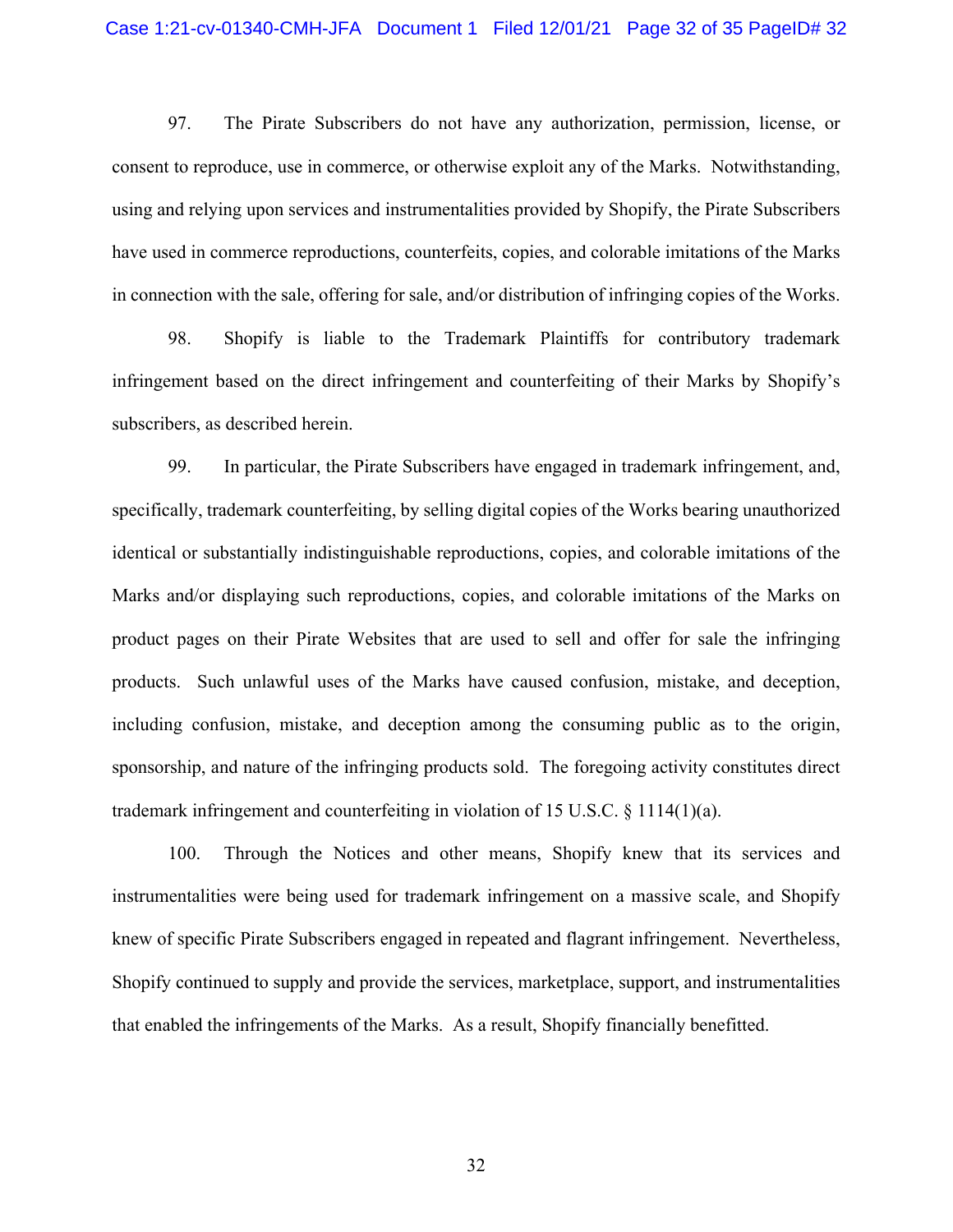97. The Pirate Subscribers do not have any authorization, permission, license, or consent to reproduce, use in commerce, or otherwise exploit any of the Marks. Notwithstanding, using and relying upon services and instrumentalities provided by Shopify, the Pirate Subscribers have used in commerce reproductions, counterfeits, copies, and colorable imitations of the Marks in connection with the sale, offering for sale, and/or distribution of infringing copies of the Works.

98. Shopify is liable to the Trademark Plaintiffs for contributory trademark infringement based on the direct infringement and counterfeiting of their Marks by Shopify's subscribers, as described herein.

99. In particular, the Pirate Subscribers have engaged in trademark infringement, and, specifically, trademark counterfeiting, by selling digital copies of the Works bearing unauthorized identical or substantially indistinguishable reproductions, copies, and colorable imitations of the Marks and/or displaying such reproductions, copies, and colorable imitations of the Marks on product pages on their Pirate Websites that are used to sell and offer for sale the infringing products. Such unlawful uses of the Marks have caused confusion, mistake, and deception, including confusion, mistake, and deception among the consuming public as to the origin, sponsorship, and nature of the infringing products sold. The foregoing activity constitutes direct trademark infringement and counterfeiting in violation of 15 U.S.C. § 1114(1)(a).

100. Through the Notices and other means, Shopify knew that its services and instrumentalities were being used for trademark infringement on a massive scale, and Shopify knew of specific Pirate Subscribers engaged in repeated and flagrant infringement. Nevertheless, Shopify continued to supply and provide the services, marketplace, support, and instrumentalities that enabled the infringements of the Marks. As a result, Shopify financially benefitted.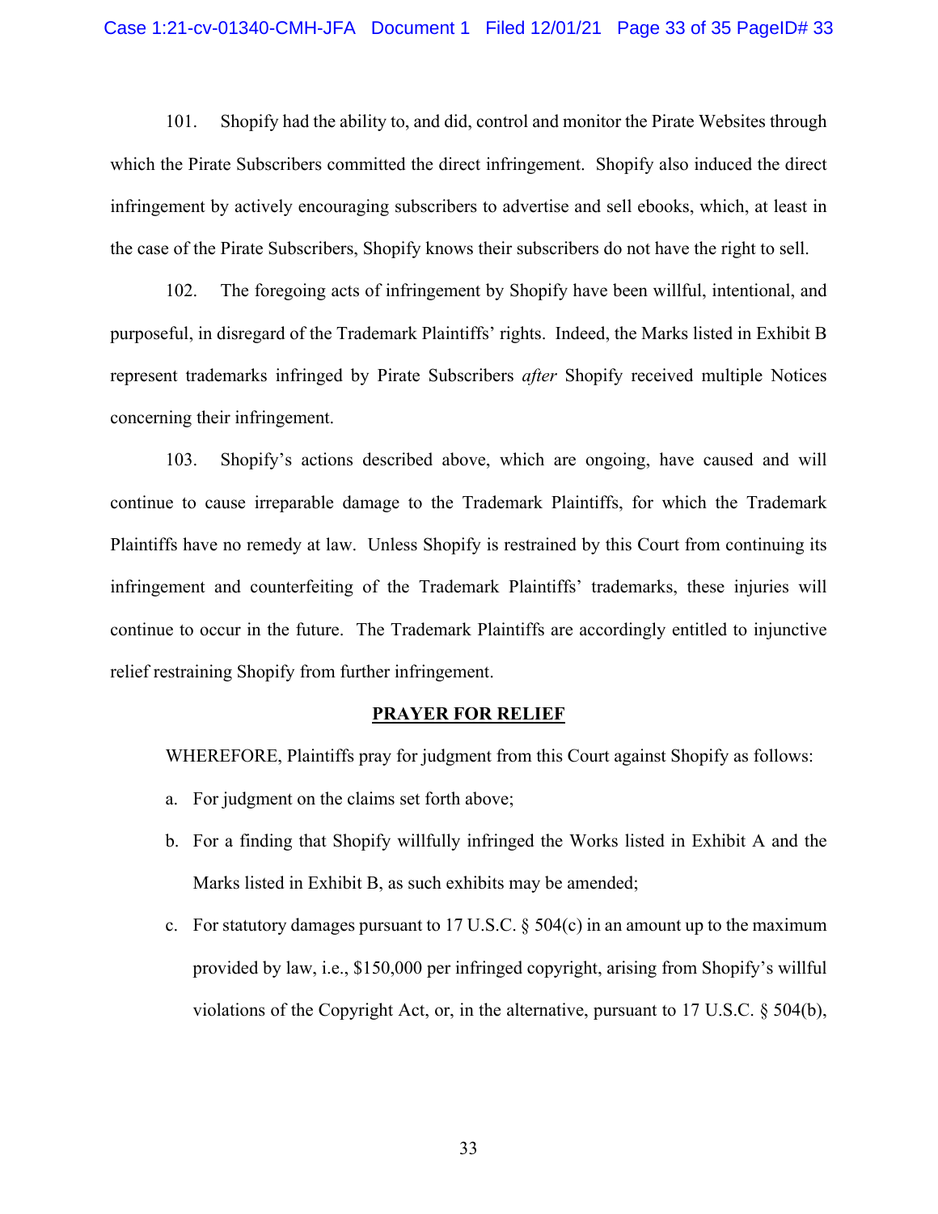101. Shopify had the ability to, and did, control and monitor the Pirate Websites through which the Pirate Subscribers committed the direct infringement. Shopify also induced the direct infringement by actively encouraging subscribers to advertise and sell ebooks, which, at least in the case of the Pirate Subscribers, Shopify knows their subscribers do not have the right to sell.

102. The foregoing acts of infringement by Shopify have been willful, intentional, and purposeful, in disregard of the Trademark Plaintiffs' rights. Indeed, the Marks listed in Exhibit B represent trademarks infringed by Pirate Subscribers *after* Shopify received multiple Notices concerning their infringement.

103. Shopify's actions described above, which are ongoing, have caused and will continue to cause irreparable damage to the Trademark Plaintiffs, for which the Trademark Plaintiffs have no remedy at law. Unless Shopify is restrained by this Court from continuing its infringement and counterfeiting of the Trademark Plaintiffs' trademarks, these injuries will continue to occur in the future. The Trademark Plaintiffs are accordingly entitled to injunctive relief restraining Shopify from further infringement.

## PRAYER FOR RELIEF

WHEREFORE, Plaintiffs pray for judgment from this Court against Shopify as follows:

a. For judgment on the claims set forth above;

b. For a finding that Shopify willfully infringed the Works listed in Exhibit A and the Marks listed in Exhibit B, as such exhibits may be amended;

c. For statutory damages pursuant to 17 U.S.C. § 504(c) in an amount up to the maximum provided by law, i.e., $150,000 per infringed copyright, arising from Shopify's willful violations of the Copyright Act, or, in the alternative, pursuant to 17 U.S.C. § 504(b),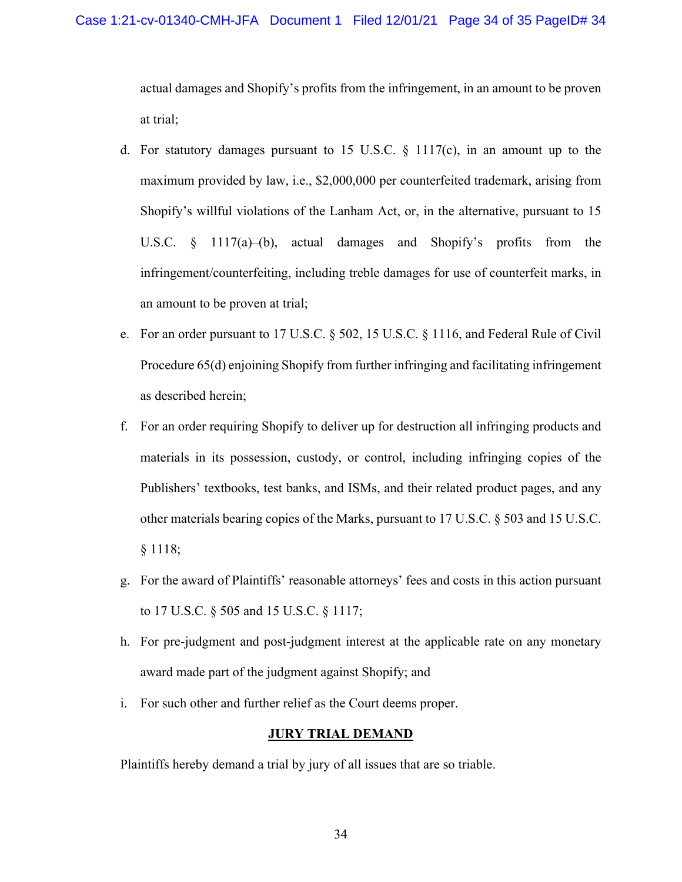actual damages and Shopify's profits from the infringement, in an amount to be proven at trial;

d. For statutory damages pursuant to 15 U.S.C. § 1117(c), in an amount up to the maximum provided by law, i.e., $2,000,000 per counterfeited trademark, arising from Shopify's willful violations of the Lanham Act, or, in the alternative, pursuant to 15 U.S.C. § 1117(a)–(b), actual damages and Shopify's profits from the infringement/counterfeiting, including treble damages for use of counterfeit marks, in an amount to be proven at trial;

e. For an order pursuant to 17 U.S.C. § 502, 15 U.S.C. § 1116, and Federal Rule of Civil Procedure 65(d) enjoining Shopify from further infringing and facilitating infringement as described herein;

f. For an order requiring Shopify to deliver up for destruction all infringing products and materials in its possession, custody, or control, including infringing copies of the Publishers' textbooks, test banks, and ISMs, and their related product pages, and any other materials bearing copies of the Marks, pursuant to 17 U.S.C. § 503 and 15 U.S.C. § 1118;

g. For the award of Plaintiffs' reasonable attorneys' fees and costs in this action pursuant to 17 U.S.C. § 505 and 15 U.S.C. § 1117;

h. For pre-judgment and post-judgment interest at the applicable rate on any monetary award made part of the judgment against Shopify; and

i. For such other and further relief as the Court deems proper.

**JURY TRIAL DEMAND**

Plaintiffs hereby demand a trial by jury of all issues that are so triable.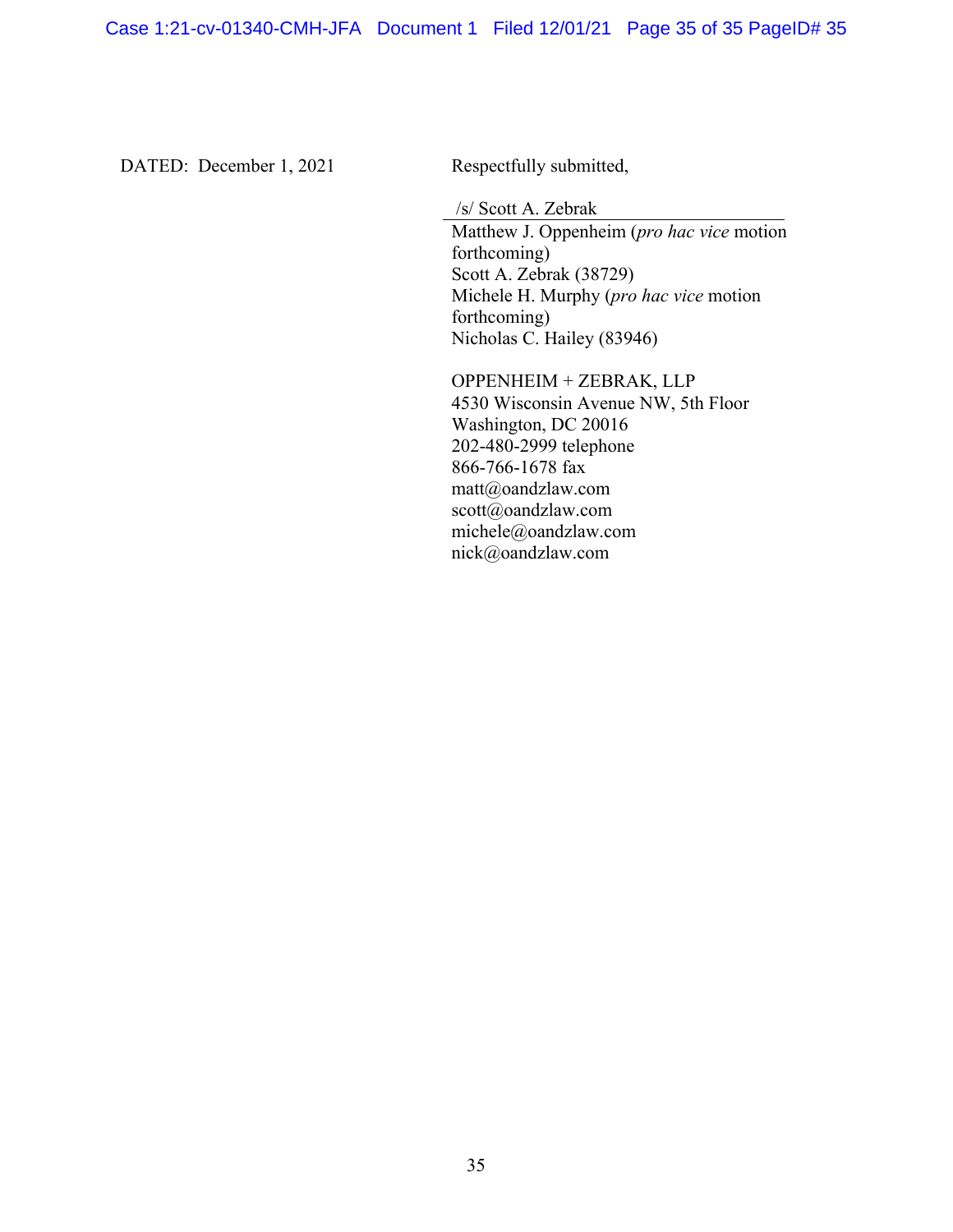DATED: December 1, 2021

Respectfully submitted,

/s/ Scott A. Zebrak

Matthew J. Oppenheim (*pro hac vice* motion forthcoming)
Scott A. Zebrak (38729)
Michele H. Murphy (*pro hac vice* motion forthcoming)
Nicholas C. Hailey (83946)

OPPENHEIM + ZEBRAK, LLP
4530 Wisconsin Avenue NW, 5th Floor
Washington, DC 20016
202-480-2999 telephone
866-766-1678 fax
matt@oandzlaw.com
scott@oandzlaw.com
michele@oandzlaw.com
nick@oandzlaw.com